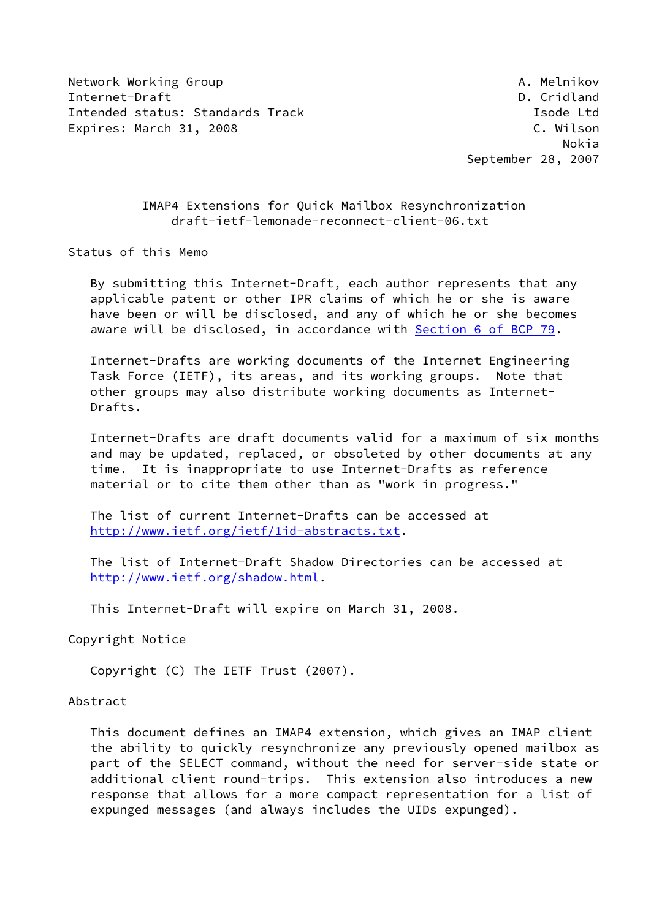Network Working Group A. Melnikov
Internet-Draft D. Cridland
Intended status: Standards Track Isode Ltd
Expires: March 31, 2008 C. Wilson
Nokia
September 28, 2007

# IMAP4 Extensions for Quick Mailbox Resynchronization
draft-ietf-lemonade-reconnect-client-06.txt

## Status of this Memo

By submitting this Internet-Draft, each author represents that any applicable patent or other IPR claims of which he or she is aware have been or will be disclosed, and any of which he or she becomes aware will be disclosed, in accordance with Section 6 of BCP 79.

Internet-Drafts are working documents of the Internet Engineering Task Force (IETF), its areas, and its working groups. Note that other groups may also distribute working documents as Internet-Drafts.

Internet-Drafts are draft documents valid for a maximum of six months and may be updated, replaced, or obsoleted by other documents at any time. It is inappropriate to use Internet-Drafts as reference material or to cite them other than as "work in progress."

The list of current Internet-Drafts can be accessed at http://www.ietf.org/ietf/1id-abstracts.txt.

The list of Internet-Draft Shadow Directories can be accessed at http://www.ietf.org/shadow.html.

This Internet-Draft will expire on March 31, 2008.

## Copyright Notice

Copyright (C) The IETF Trust (2007).

## Abstract

This document defines an IMAP4 extension, which gives an IMAP client the ability to quickly resynchronize any previously opened mailbox as part of the SELECT command, without the need for server-side state or additional client round-trips. This extension also introduces a new response that allows for a more compact representation for a list of expunged messages (and always includes the UIDs expunged).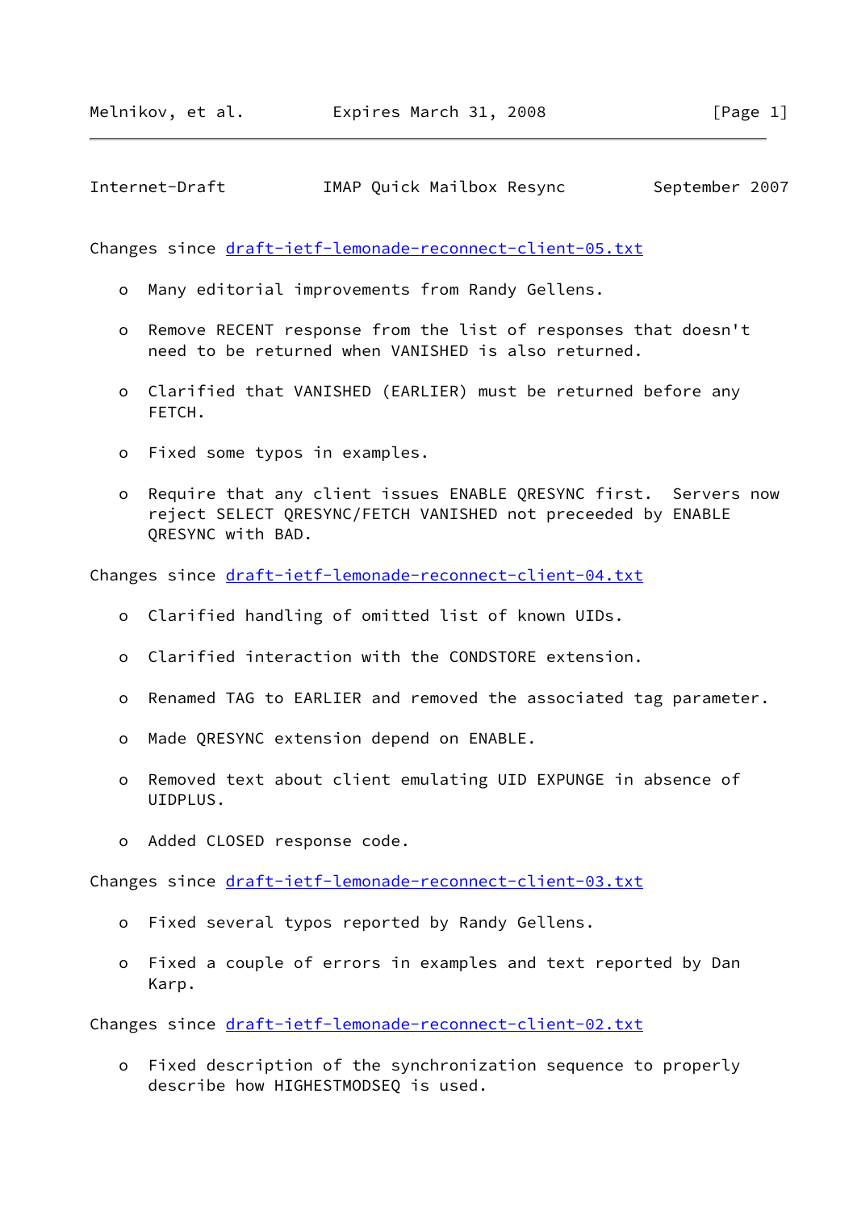Changes since draft-ietf-lemonade-reconnect-client-05.txt

- Many editorial improvements from Randy Gellens.

- Remove RECENT response from the list of responses that doesn't need to be returned when VANISHED is also returned.

- Clarified that VANISHED (EARLIER) must be returned before any FETCH.

- Fixed some typos in examples.

- Require that any client issues ENABLE QRESYNC first. Servers now reject SELECT QRESYNC/FETCH VANISHED not preceeded by ENABLE QRESYNC with BAD.

Changes since draft-ietf-lemonade-reconnect-client-04.txt

- Clarified handling of omitted list of known UIDs.

- Clarified interaction with the CONDSTORE extension.

- Renamed TAG to EARLIER and removed the associated tag parameter.

- Made QRESYNC extension depend on ENABLE.

- Removed text about client emulating UID EXPUNGE in absence of UIDPLUS.

- Added CLOSED response code.

Changes since draft-ietf-lemonade-reconnect-client-03.txt

- Fixed several typos reported by Randy Gellens.

- Fixed a couple of errors in examples and text reported by Dan Karp.

Changes since draft-ietf-lemonade-reconnect-client-02.txt

- Fixed description of the synchronization sequence to properly describe how HIGHESTMODSEQ is used.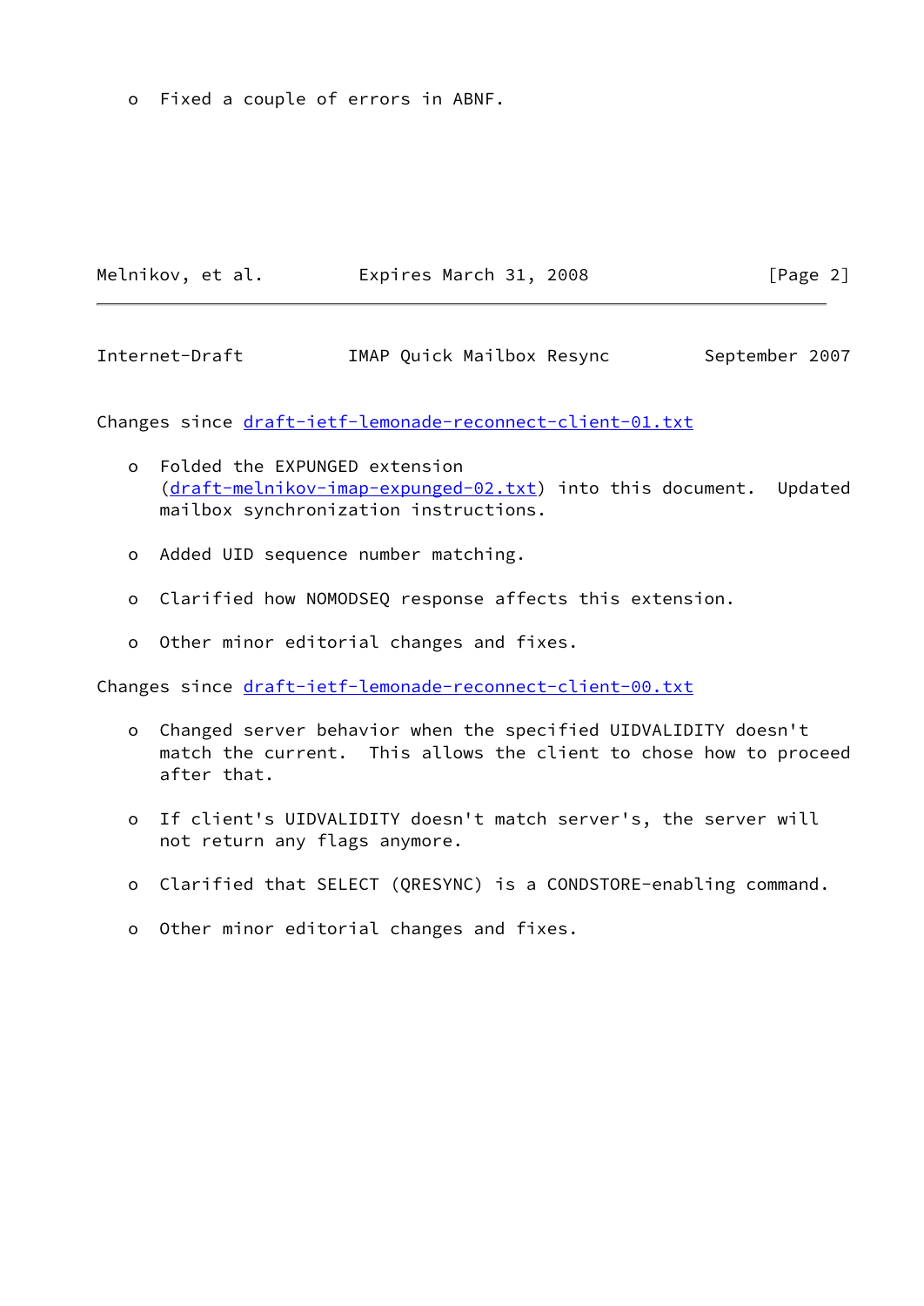o Fixed a couple of errors in ABNF.

Changes since draft-ietf-lemonade-reconnect-client-01.txt

- o Folded the EXPUNGED extension (draft-melnikov-imap-expunged-02.txt) into this document. Updated mailbox synchronization instructions.
- o Added UID sequence number matching.
- o Clarified how NOMODSEQ response affects this extension.
- o Other minor editorial changes and fixes.

Changes since draft-ietf-lemonade-reconnect-client-00.txt

- o Changed server behavior when the specified UIDVALIDITY doesn't match the current. This allows the client to chose how to proceed after that.
- o If client's UIDVALIDITY doesn't match server's, the server will not return any flags anymore.
- o Clarified that SELECT (QRESYNC) is a CONDSTORE-enabling command.
- o Other minor editorial changes and fixes.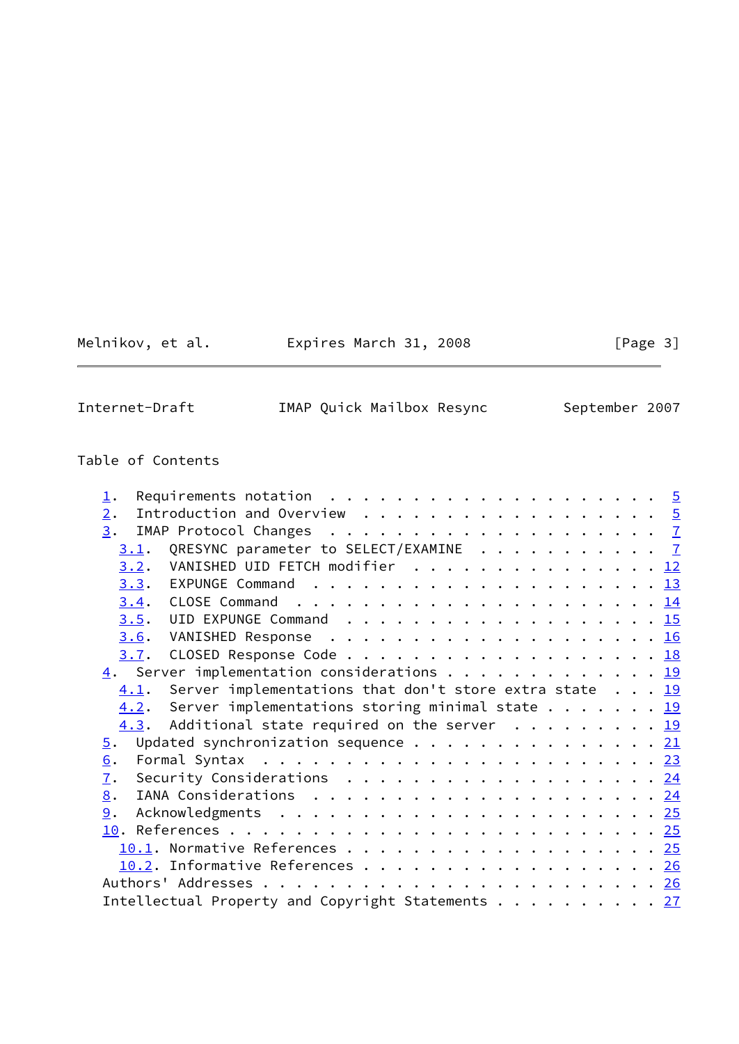## Table of Contents

```
   1.  Requirements notation  . . . . . . . . . . . . . . . . . . . .  5
   2.  Introduction and Overview  . . . . . . . . . . . . . . . . . .  5
   3.  IMAP Protocol Changes  . . . . . . . . . . . . . . . . . . . .  7
     3.1.  QRESYNC parameter to SELECT/EXAMINE  . . . . . . . . . . .  7
     3.2.  VANISHED UID FETCH modifier  . . . . . . . . . . . . . . . 12
     3.3.  EXPUNGE Command  . . . . . . . . . . . . . . . . . . . . . 13
     3.4.  CLOSE Command  . . . . . . . . . . . . . . . . . . . . . . 14
     3.5.  UID EXPUNGE Command  . . . . . . . . . . . . . . . . . . . 15
     3.6.  VANISHED Response  . . . . . . . . . . . . . . . . . . . . 16
     3.7.  CLOSED Response Code . . . . . . . . . . . . . . . . . . . 18
   4.  Server implementation considerations . . . . . . . . . . . . . 19
     4.1.  Server implementations that don't store extra state  . . . 19
     4.2.  Server implementations storing minimal state . . . . . . . 19
     4.3.  Additional state required on the server  . . . . . . . . . 19
   5.  Updated synchronization sequence . . . . . . . . . . . . . . . 21
   6.  Formal Syntax  . . . . . . . . . . . . . . . . . . . . . . . . 23
   7.  Security Considerations  . . . . . . . . . . . . . . . . . . . 24
   8.  IANA Considerations  . . . . . . . . . . . . . . . . . . . . . 24
   9.  Acknowledgments  . . . . . . . . . . . . . . . . . . . . . . . 25
   10. References . . . . . . . . . . . . . . . . . . . . . . . . . . 25
     10.1. Normative References . . . . . . . . . . . . . . . . . . . 25
     10.2. Informative References . . . . . . . . . . . . . . . . . . 26
   Authors' Addresses . . . . . . . . . . . . . . . . . . . . . . . . 26
   Intellectual Property and Copyright Statements . . . . . . . . . . 27
```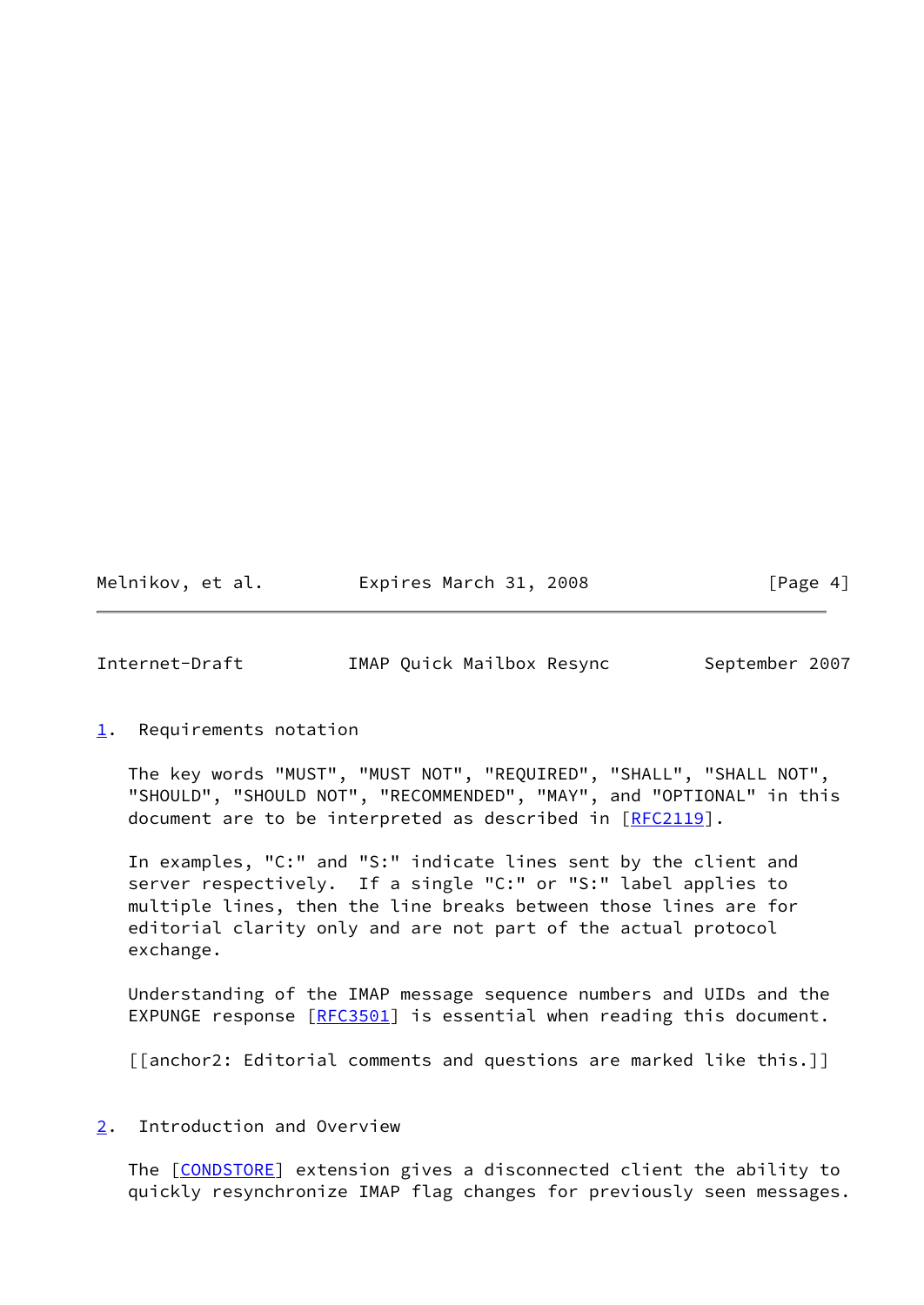## 1. Requirements notation

The key words "MUST", "MUST NOT", "REQUIRED", "SHALL", "SHALL NOT", "SHOULD", "SHOULD NOT", "RECOMMENDED", "MAY", and "OPTIONAL" in this document are to be interpreted as described in [RFC2119].

In examples, "C:" and "S:" indicate lines sent by the client and server respectively. If a single "C:" or "S:" label applies to multiple lines, then the line breaks between those lines are for editorial clarity only and are not part of the actual protocol exchange.

Understanding of the IMAP message sequence numbers and UIDs and the EXPUNGE response [RFC3501] is essential when reading this document.

[[anchor2: Editorial comments and questions are marked like this.]]

## 2. Introduction and Overview

The [CONDSTORE] extension gives a disconnected client the ability to quickly resynchronize IMAP flag changes for previously seen messages.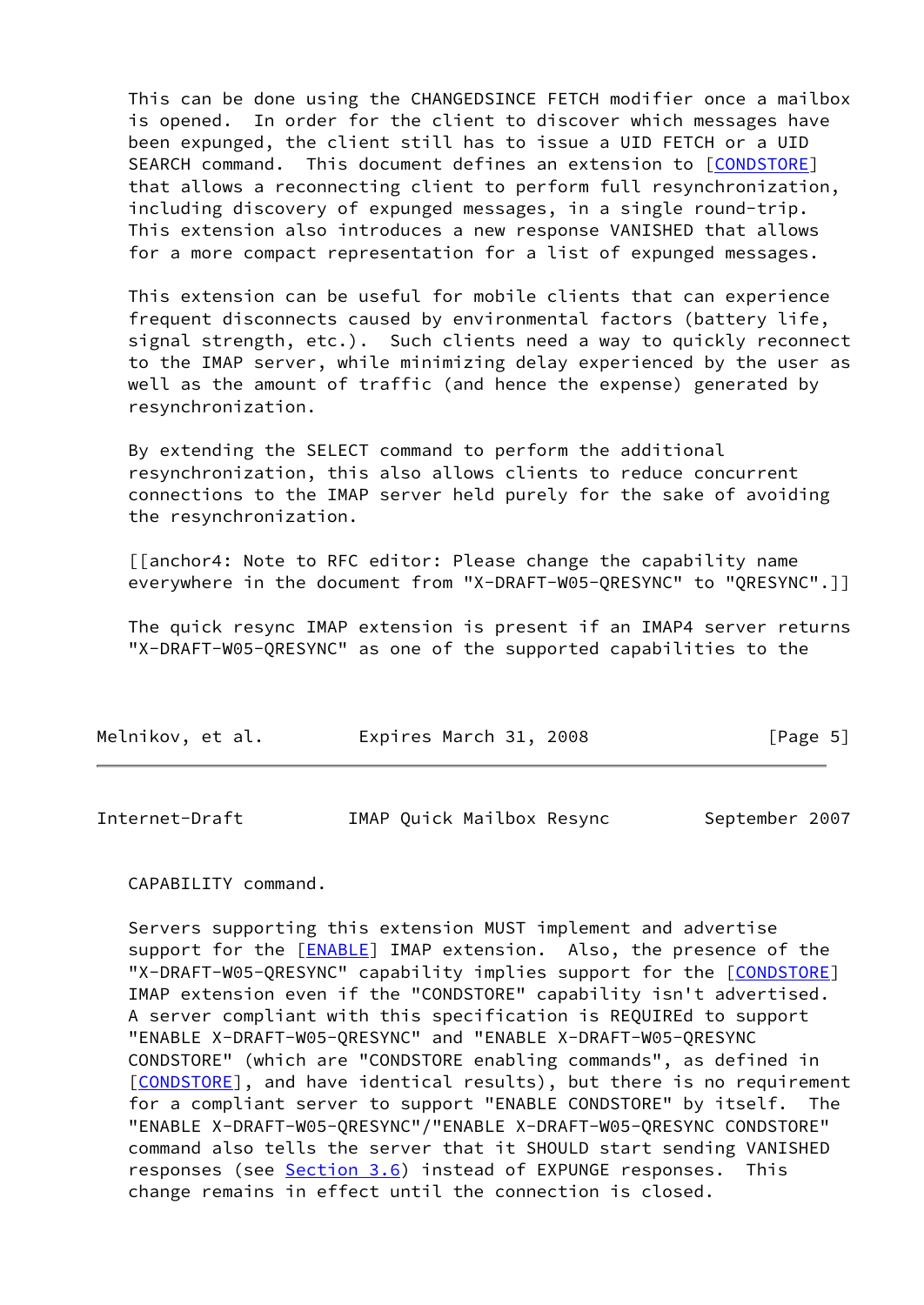This can be done using the CHANGEDSINCE FETCH modifier once a mailbox is opened. In order for the client to discover which messages have been expunged, the client still has to issue a UID FETCH or a UID SEARCH command. This document defines an extension to [CONDSTORE] that allows a reconnecting client to perform full resynchronization, including discovery of expunged messages, in a single round-trip. This extension also introduces a new response VANISHED that allows for a more compact representation for a list of expunged messages.

This extension can be useful for mobile clients that can experience frequent disconnects caused by environmental factors (battery life, signal strength, etc.). Such clients need a way to quickly reconnect to the IMAP server, while minimizing delay experienced by the user as well as the amount of traffic (and hence the expense) generated by resynchronization.

By extending the SELECT command to perform the additional resynchronization, this also allows clients to reduce concurrent connections to the IMAP server held purely for the sake of avoiding the resynchronization.

[[anchor4: Note to RFC editor: Please change the capability name everywhere in the document from "X-DRAFT-W05-QRESYNC" to "QRESYNC".]]

The quick resync IMAP extension is present if an IMAP4 server returns "X-DRAFT-W05-QRESYNC" as one of the supported capabilities to the CAPABILITY command.

Servers supporting this extension MUST implement and advertise support for the [ENABLE] IMAP extension. Also, the presence of the "X-DRAFT-W05-QRESYNC" capability implies support for the [CONDSTORE] IMAP extension even if the "CONDSTORE" capability isn't advertised. A server compliant with this specification is REQUIREd to support "ENABLE X-DRAFT-W05-QRESYNC" and "ENABLE X-DRAFT-W05-QRESYNC CONDSTORE" (which are "CONDSTORE enabling commands", as defined in [CONDSTORE], and have identical results), but there is no requirement for a compliant server to support "ENABLE CONDSTORE" by itself. The "ENABLE X-DRAFT-W05-QRESYNC"/"ENABLE X-DRAFT-W05-QRESYNC CONDSTORE" command also tells the server that it SHOULD start sending VANISHED responses (see Section 3.6) instead of EXPUNGE responses. This change remains in effect until the connection is closed.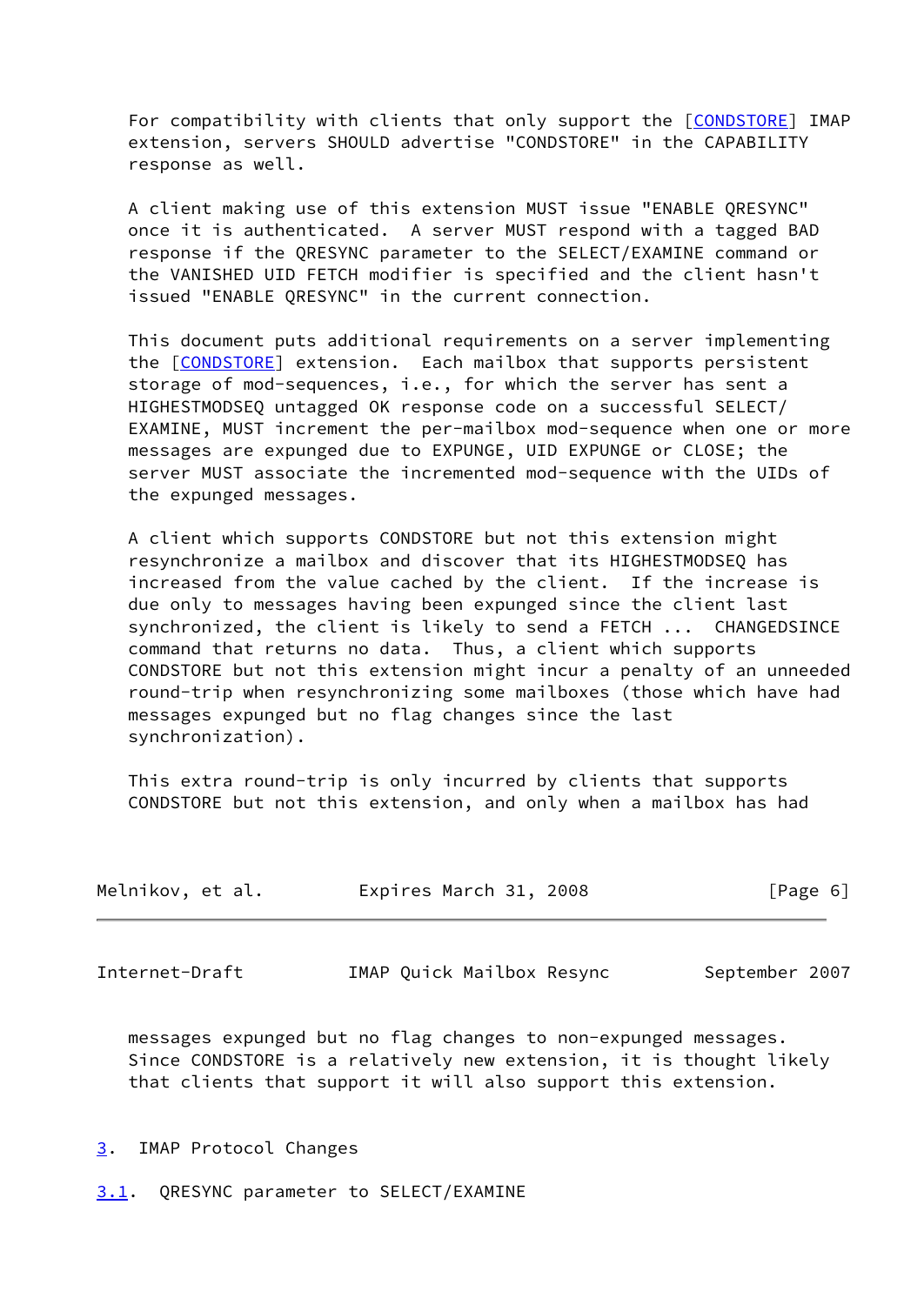For compatibility with clients that only support the [CONDSTORE] IMAP extension, servers SHOULD advertise "CONDSTORE" in the CAPABILITY response as well.

A client making use of this extension MUST issue "ENABLE QRESYNC" once it is authenticated. A server MUST respond with a tagged BAD response if the QRESYNC parameter to the SELECT/EXAMINE command or the VANISHED UID FETCH modifier is specified and the client hasn't issued "ENABLE QRESYNC" in the current connection.

This document puts additional requirements on a server implementing the [CONDSTORE] extension. Each mailbox that supports persistent storage of mod-sequences, i.e., for which the server has sent a HIGHESTMODSEQ untagged OK response code on a successful SELECT/EXAMINE, MUST increment the per-mailbox mod-sequence when one or more messages are expunged due to EXPUNGE, UID EXPUNGE or CLOSE; the server MUST associate the incremented mod-sequence with the UIDs of the expunged messages.

A client which supports CONDSTORE but not this extension might resynchronize a mailbox and discover that its HIGHESTMODSEQ has increased from the value cached by the client. If the increase is due only to messages having been expunged since the client last synchronized, the client is likely to send a FETCH ... CHANGEDSINCE command that returns no data. Thus, a client which supports CONDSTORE but not this extension might incur a penalty of an unneeded round-trip when resynchronizing some mailboxes (those which have had messages expunged but no flag changes since the last synchronization).

This extra round-trip is only incurred by clients that supports CONDSTORE but not this extension, and only when a mailbox has had messages expunged but no flag changes to non-expunged messages. Since CONDSTORE is a relatively new extension, it is thought likely that clients that support it will also support this extension.

# 3. IMAP Protocol Changes

## 3.1. QRESYNC parameter to SELECT/EXAMINE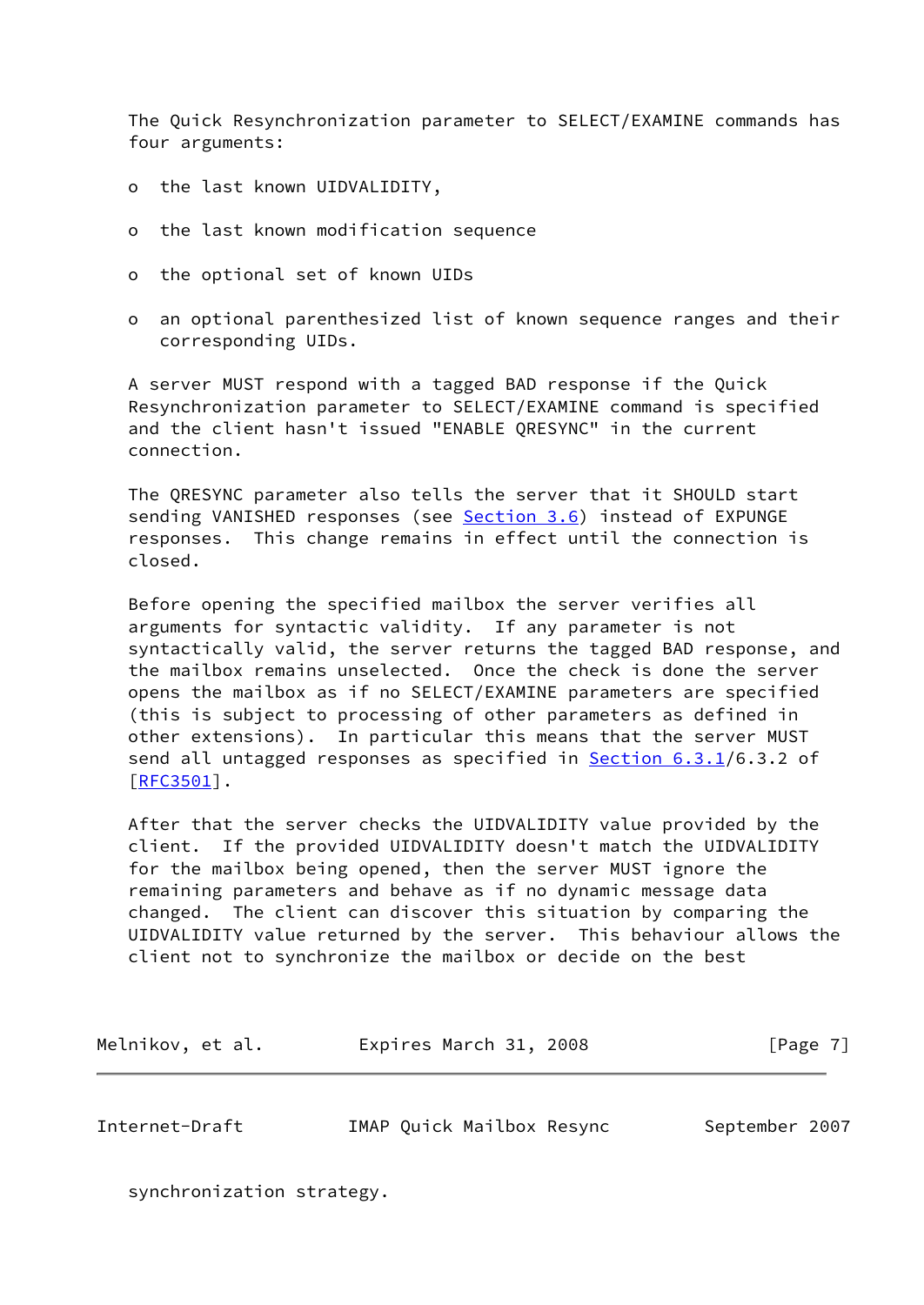The Quick Resynchronization parameter to SELECT/EXAMINE commands has four arguments:

- the last known UIDVALIDITY,
- the last known modification sequence
- the optional set of known UIDs
- an optional parenthesized list of known sequence ranges and their corresponding UIDs.

A server MUST respond with a tagged BAD response if the Quick Resynchronization parameter to SELECT/EXAMINE command is specified and the client hasn't issued "ENABLE QRESYNC" in the current connection.

The QRESYNC parameter also tells the server that it SHOULD start sending VANISHED responses (see Section 3.6) instead of EXPUNGE responses. This change remains in effect until the connection is closed.

Before opening the specified mailbox the server verifies all arguments for syntactic validity. If any parameter is not syntactically valid, the server returns the tagged BAD response, and the mailbox remains unselected. Once the check is done the server opens the mailbox as if no SELECT/EXAMINE parameters are specified (this is subject to processing of other parameters as defined in other extensions). In particular this means that the server MUST send all untagged responses as specified in Section 6.3.1/6.3.2 of [RFC3501].

After that the server checks the UIDVALIDITY value provided by the client. If the provided UIDVALIDITY doesn't match the UIDVALIDITY for the mailbox being opened, then the server MUST ignore the remaining parameters and behave as if no dynamic message data changed. The client can discover this situation by comparing the UIDVALIDITY value returned by the server. This behaviour allows the client not to synchronize the mailbox or decide on the best synchronization strategy.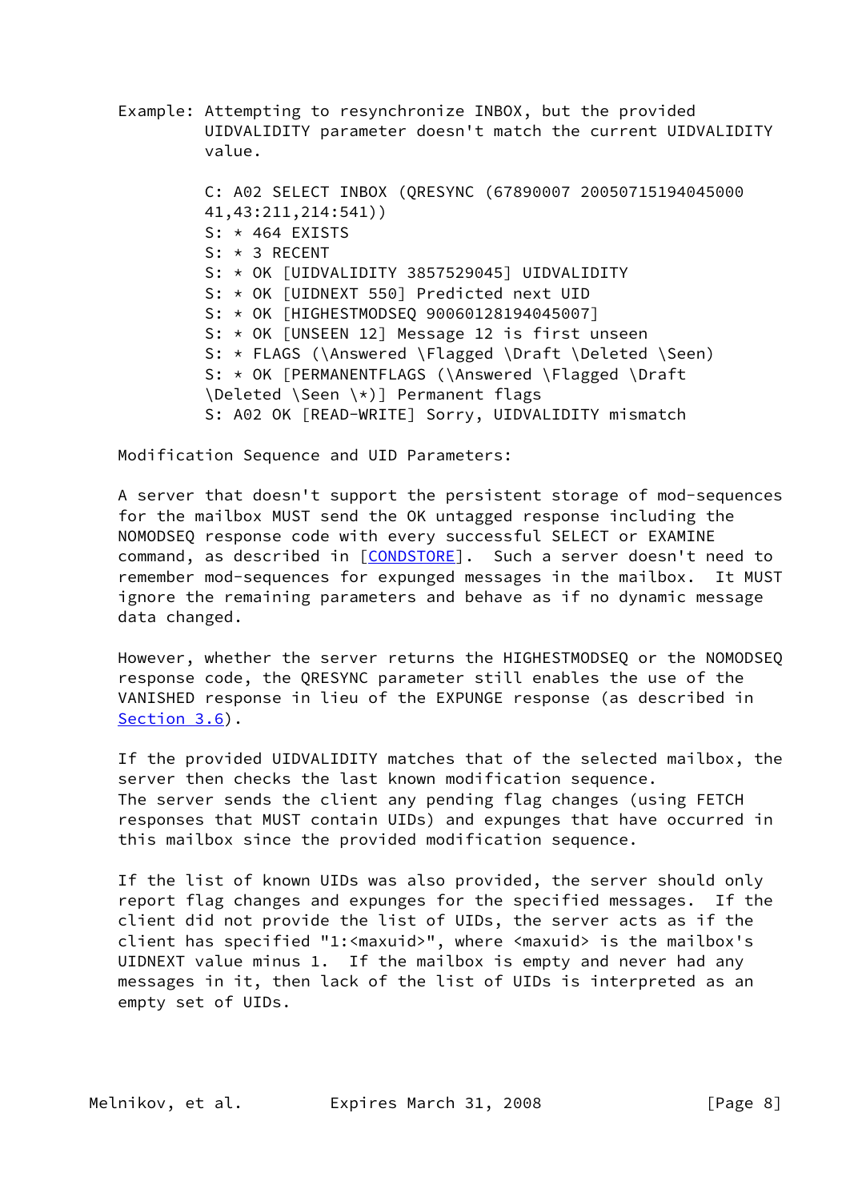Example: Attempting to resynchronize INBOX, but the provided UIDVALIDITY parameter doesn't match the current UIDVALIDITY value.

```
C: A02 SELECT INBOX (QRESYNC (67890007 20050715194045000
41,43:211,214:541))
S: * 464 EXISTS
S: * 3 RECENT
S: * OK [UIDVALIDITY 3857529045] UIDVALIDITY
S: * OK [UIDNEXT 550] Predicted next UID
S: * OK [HIGHESTMODSEQ 90060128194045007]
S: * OK [UNSEEN 12] Message 12 is first unseen
S: * FLAGS (\Answered \Flagged \Draft \Deleted \Seen)
S: * OK [PERMANENTFLAGS (\Answered \Flagged \Draft
\Deleted \Seen \*)] Permanent flags
S: A02 OK [READ-WRITE] Sorry, UIDVALIDITY mismatch
```

Modification Sequence and UID Parameters:

A server that doesn't support the persistent storage of mod-sequences for the mailbox MUST send the OK untagged response including the NOMODSEQ response code with every successful SELECT or EXAMINE command, as described in [CONDSTORE]. Such a server doesn't need to remember mod-sequences for expunged messages in the mailbox. It MUST ignore the remaining parameters and behave as if no dynamic message data changed.

However, whether the server returns the HIGHESTMODSEQ or the NOMODSEQ response code, the QRESYNC parameter still enables the use of the VANISHED response in lieu of the EXPUNGE response (as described in Section 3.6).

If the provided UIDVALIDITY matches that of the selected mailbox, the server then checks the last known modification sequence. The server sends the client any pending flag changes (using FETCH responses that MUST contain UIDs) and expunges that have occurred in this mailbox since the provided modification sequence.

If the list of known UIDs was also provided, the server should only report flag changes and expunges for the specified messages. If the client did not provide the list of UIDs, the server acts as if the client has specified "1:<maxuid>", where <maxuid> is the mailbox's UIDNEXT value minus 1. If the mailbox is empty and never had any messages in it, then lack of the list of UIDs is interpreted as an empty set of UIDs.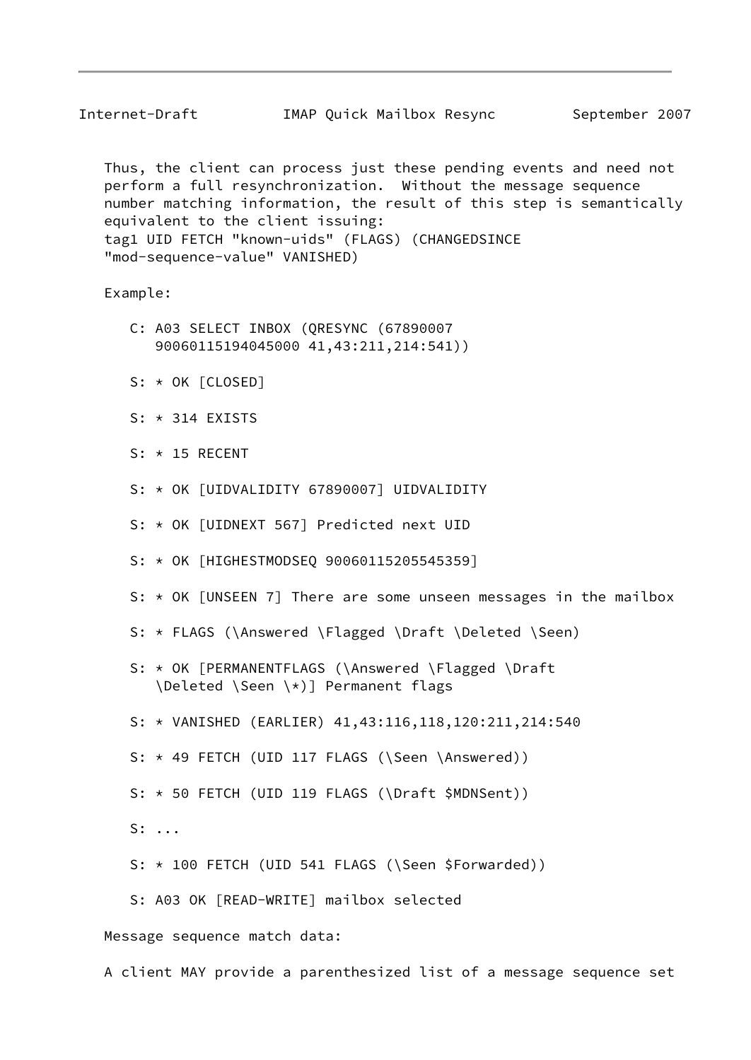Thus, the client can process just these pending events and need not perform a full resynchronization. Without the message sequence number matching information, the result of this step is semantically equivalent to the client issuing:
tag1 UID FETCH "known-uids" (FLAGS) (CHANGEDSINCE "mod-sequence-value" VANISHED)

Example:

```
C: A03 SELECT INBOX (QRESYNC (67890007
   90060115194045000 41,43:211,214:541))

S: * OK [CLOSED]

S: * 314 EXISTS

S: * 15 RECENT

S: * OK [UIDVALIDITY 67890007] UIDVALIDITY

S: * OK [UIDNEXT 567] Predicted next UID

S: * OK [HIGHESTMODSEQ 90060115205545359]

S: * OK [UNSEEN 7] There are some unseen messages in the mailbox

S: * FLAGS (\Answered \Flagged \Draft \Deleted \Seen)

S: * OK [PERMANENTFLAGS (\Answered \Flagged \Draft
   \Deleted \Seen \*)] Permanent flags

S: * VANISHED (EARLIER) 41,43:116,118,120:211,214:540

S: * 49 FETCH (UID 117 FLAGS (\Seen \Answered))

S: * 50 FETCH (UID 119 FLAGS (\Draft $MDNSent))

S: ...

S: * 100 FETCH (UID 541 FLAGS (\Seen $Forwarded))

S: A03 OK [READ-WRITE] mailbox selected
```

Message sequence match data:

A client MAY provide a parenthesized list of a message sequence set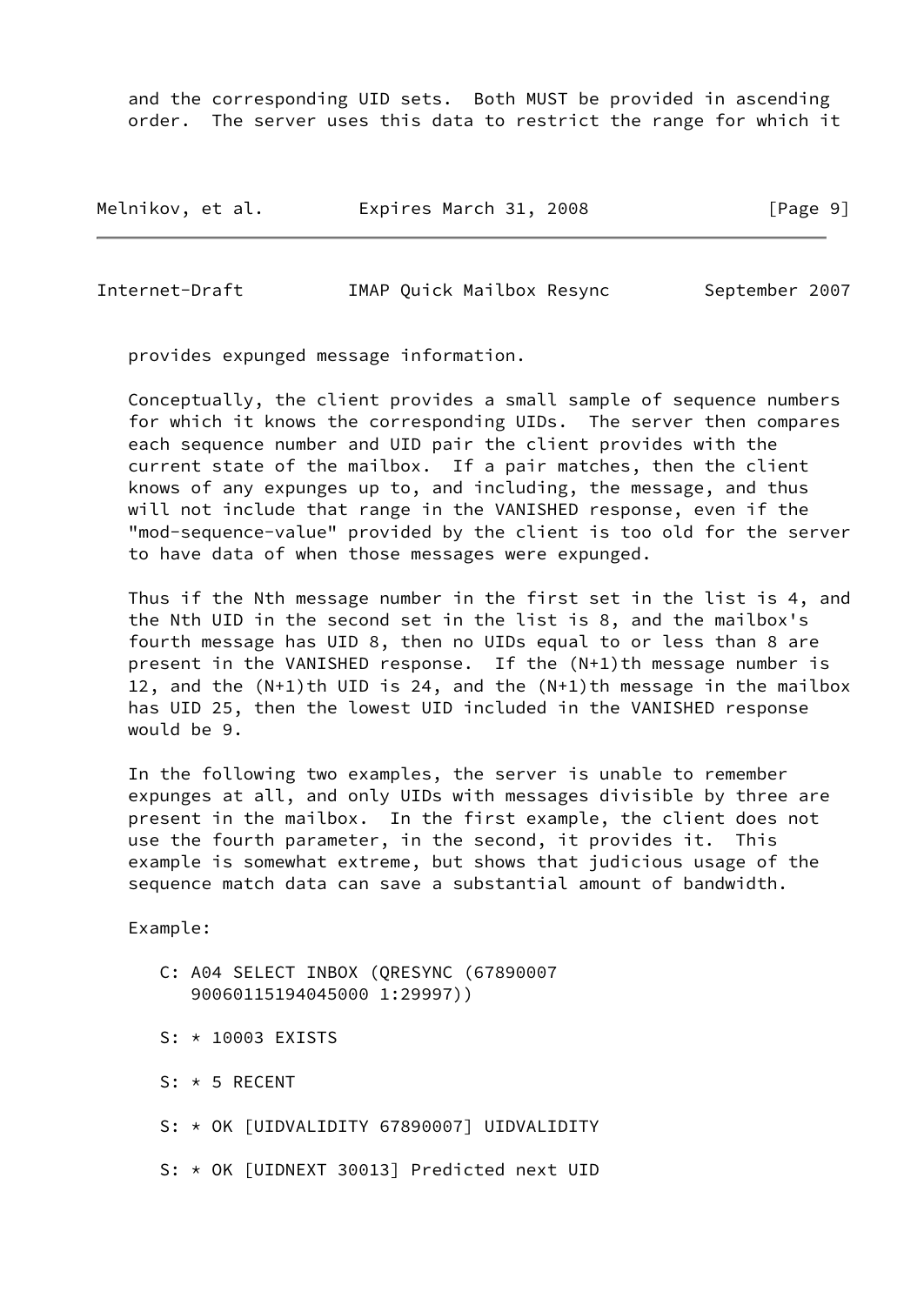and the corresponding UID sets. Both MUST be provided in ascending order. The server uses this data to restrict the range for which it provides expunged message information.

Conceptually, the client provides a small sample of sequence numbers for which it knows the corresponding UIDs. The server then compares each sequence number and UID pair the client provides with the current state of the mailbox. If a pair matches, then the client knows of any expunges up to, and including, the message, and thus will not include that range in the VANISHED response, even if the "mod-sequence-value" provided by the client is too old for the server to have data of when those messages were expunged.

Thus if the Nth message number in the first set in the list is 4, and the Nth UID in the second set in the list is 8, and the mailbox's fourth message has UID 8, then no UIDs equal to or less than 8 are present in the VANISHED response. If the (N+1)th message number is 12, and the (N+1)th UID is 24, and the (N+1)th message in the mailbox has UID 25, then the lowest UID included in the VANISHED response would be 9.

In the following two examples, the server is unable to remember expunges at all, and only UIDs with messages divisible by three are present in the mailbox. In the first example, the client does not use the fourth parameter, in the second, it provides it. This example is somewhat extreme, but shows that judicious usage of the sequence match data can save a substantial amount of bandwidth.

Example:

```
C: A04 SELECT INBOX (QRESYNC (67890007
   90060115194045000 1:29997))

S: * 10003 EXISTS

S: * 5 RECENT

S: * OK [UIDVALIDITY 67890007] UIDVALIDITY

S: * OK [UIDNEXT 30013] Predicted next UID
```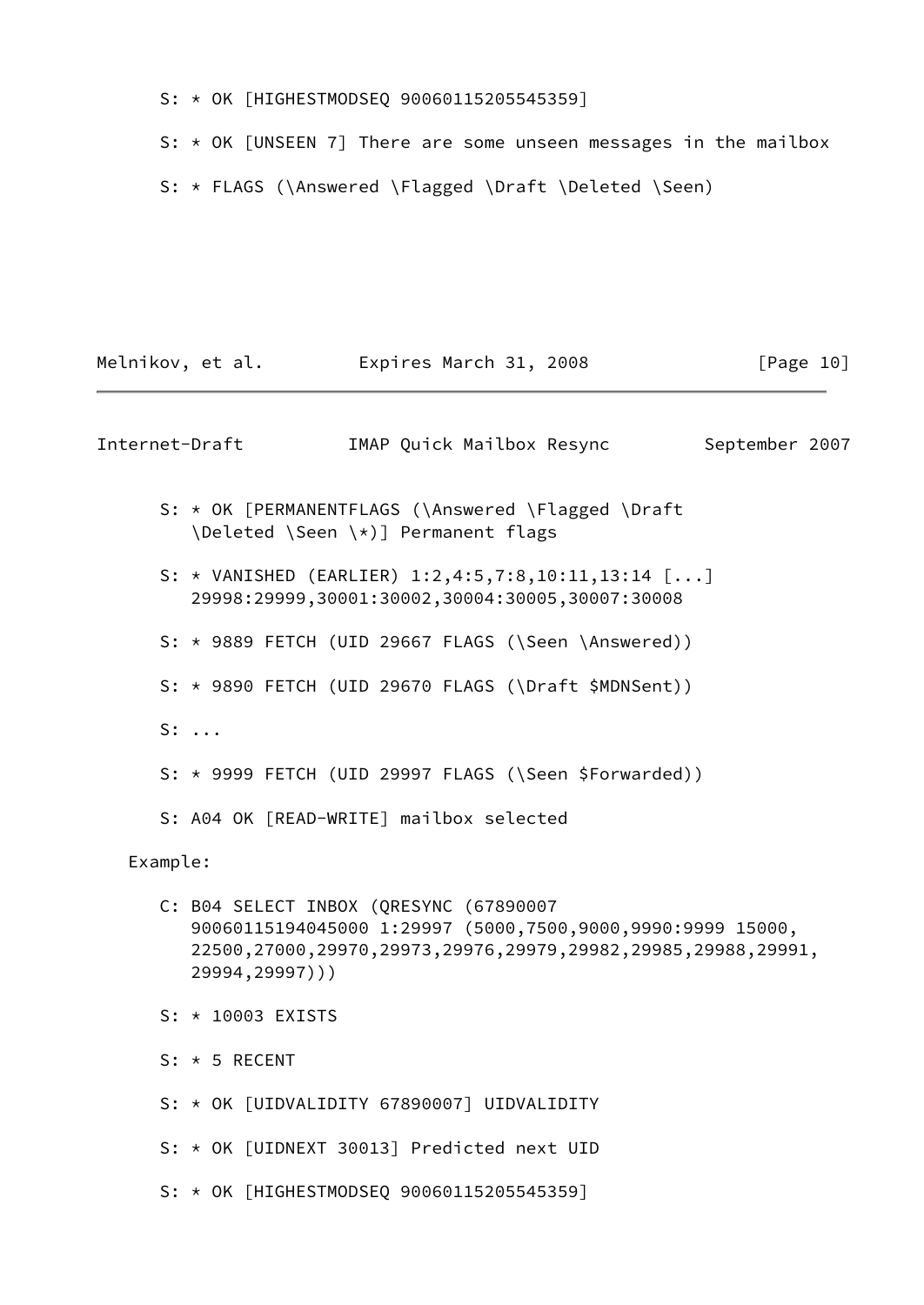```
S: * OK [HIGHESTMODSEQ 90060115205545359]

S: * OK [UNSEEN 7] There are some unseen messages in the mailbox

S: * FLAGS (\Answered \Flagged \Draft \Deleted \Seen)

S: * OK [PERMANENTFLAGS (\Answered \Flagged \Draft
   \Deleted \Seen \*)] Permanent flags

S: * VANISHED (EARLIER) 1:2,4:5,7:8,10:11,13:14 [...]
   29998:29999,30001:30002,30004:30005,30007:30008

S: * 9889 FETCH (UID 29667 FLAGS (\Seen \Answered))

S: * 9890 FETCH (UID 29670 FLAGS (\Draft $MDNSent))

S: ...

S: * 9999 FETCH (UID 29997 FLAGS (\Seen $Forwarded))

S: A04 OK [READ-WRITE] mailbox selected
```

Example:

```
C: B04 SELECT INBOX (QRESYNC (67890007
   90060115194045000 1:29997 (5000,7500,9000,9990:9999 15000,
   22500,27000,29970,29973,29976,29979,29982,29985,29988,29991,
   29994,29997)))

S: * 10003 EXISTS

S: * 5 RECENT

S: * OK [UIDVALIDITY 67890007] UIDVALIDITY

S: * OK [UIDNEXT 30013] Predicted next UID

S: * OK [HIGHESTMODSEQ 90060115205545359]
```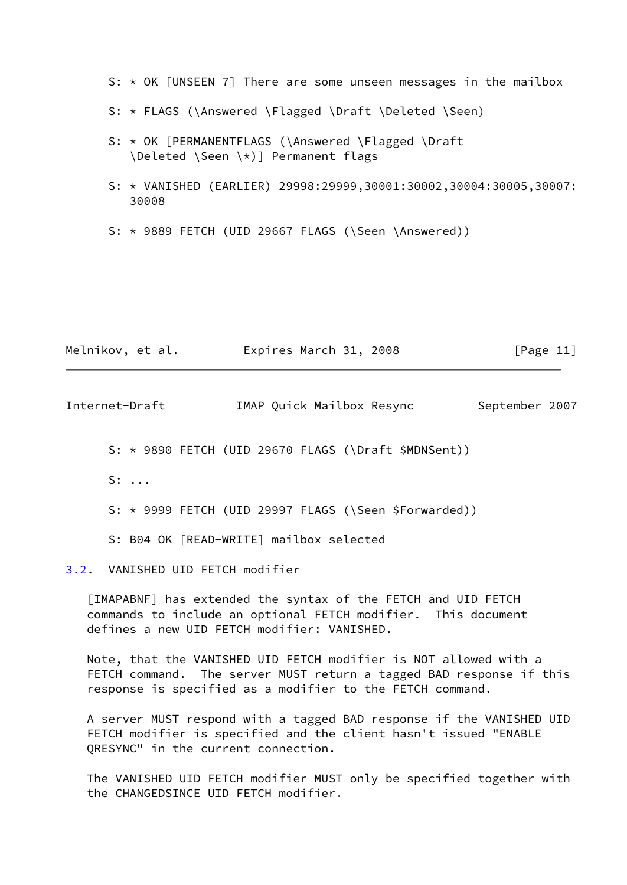```
S: * OK [UNSEEN 7] There are some unseen messages in the mailbox

S: * FLAGS (\Answered \Flagged \Draft \Deleted \Seen)

S: * OK [PERMANENTFLAGS (\Answered \Flagged \Draft
   \Deleted \Seen \*)] Permanent flags

S: * VANISHED (EARLIER) 29998:29999,30001:30002,30004:30005,30007:
   30008

S: * 9889 FETCH (UID 29667 FLAGS (\Seen \Answered))

S: * 9890 FETCH (UID 29670 FLAGS (\Draft $MDNSent))

S: ...

S: * 9999 FETCH (UID 29997 FLAGS (\Seen $Forwarded))

S: B04 OK [READ-WRITE] mailbox selected
```

## 3.2. VANISHED UID FETCH modifier

[IMAPABNF] has extended the syntax of the FETCH and UID FETCH commands to include an optional FETCH modifier. This document defines a new UID FETCH modifier: VANISHED.

Note, that the VANISHED UID FETCH modifier is NOT allowed with a FETCH command. The server MUST return a tagged BAD response if this response is specified as a modifier to the FETCH command.

A server MUST respond with a tagged BAD response if the VANISHED UID FETCH modifier is specified and the client hasn't issued "ENABLE QRESYNC" in the current connection.

The VANISHED UID FETCH modifier MUST only be specified together with the CHANGEDSINCE UID FETCH modifier.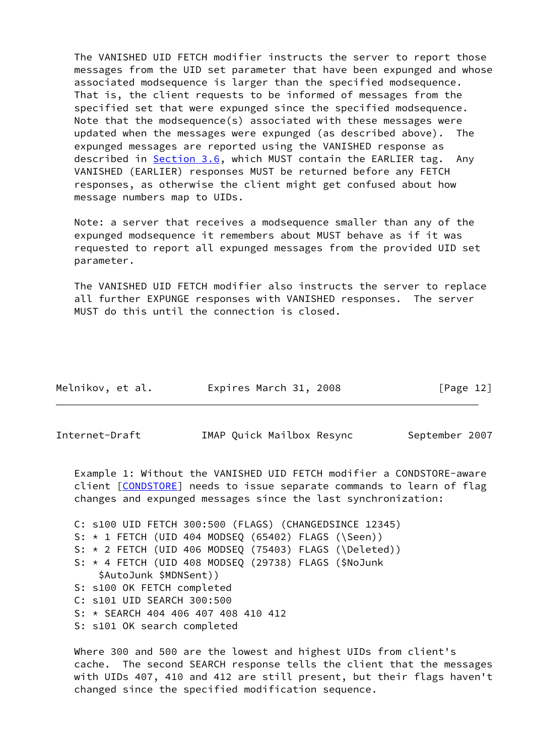The VANISHED UID FETCH modifier instructs the server to report those messages from the UID set parameter that have been expunged and whose associated modsequence is larger than the specified modsequence. That is, the client requests to be informed of messages from the specified set that were expunged since the specified modsequence. Note that the modsequence(s) associated with these messages were updated when the messages were expunged (as described above). The expunged messages are reported using the VANISHED response as described in Section 3.6, which MUST contain the EARLIER tag. Any VANISHED (EARLIER) responses MUST be returned before any FETCH responses, as otherwise the client might get confused about how message numbers map to UIDs.

Note: a server that receives a modsequence smaller than any of the expunged modsequence it remembers about MUST behave as if it was requested to report all expunged messages from the provided UID set parameter.

The VANISHED UID FETCH modifier also instructs the server to replace all further EXPUNGE responses with VANISHED responses. The server MUST do this until the connection is closed.

Example 1: Without the VANISHED UID FETCH modifier a CONDSTORE-aware client [CONDSTORE] needs to issue separate commands to learn of flag changes and expunged messages since the last synchronization:

```
C: s100 UID FETCH 300:500 (FLAGS) (CHANGEDSINCE 12345)
S: * 1 FETCH (UID 404 MODSEQ (65402) FLAGS (\Seen))
S: * 2 FETCH (UID 406 MODSEQ (75403) FLAGS (\Deleted))
S: * 4 FETCH (UID 408 MODSEQ (29738) FLAGS ($NoJunk
    $AutoJunk $MDNSent))
S: s100 OK FETCH completed
C: s101 UID SEARCH 300:500
S: * SEARCH 404 406 407 408 410 412
S: s101 OK search completed
```

Where 300 and 500 are the lowest and highest UIDs from client's cache. The second SEARCH response tells the client that the messages with UIDs 407, 410 and 412 are still present, but their flags haven't changed since the specified modification sequence.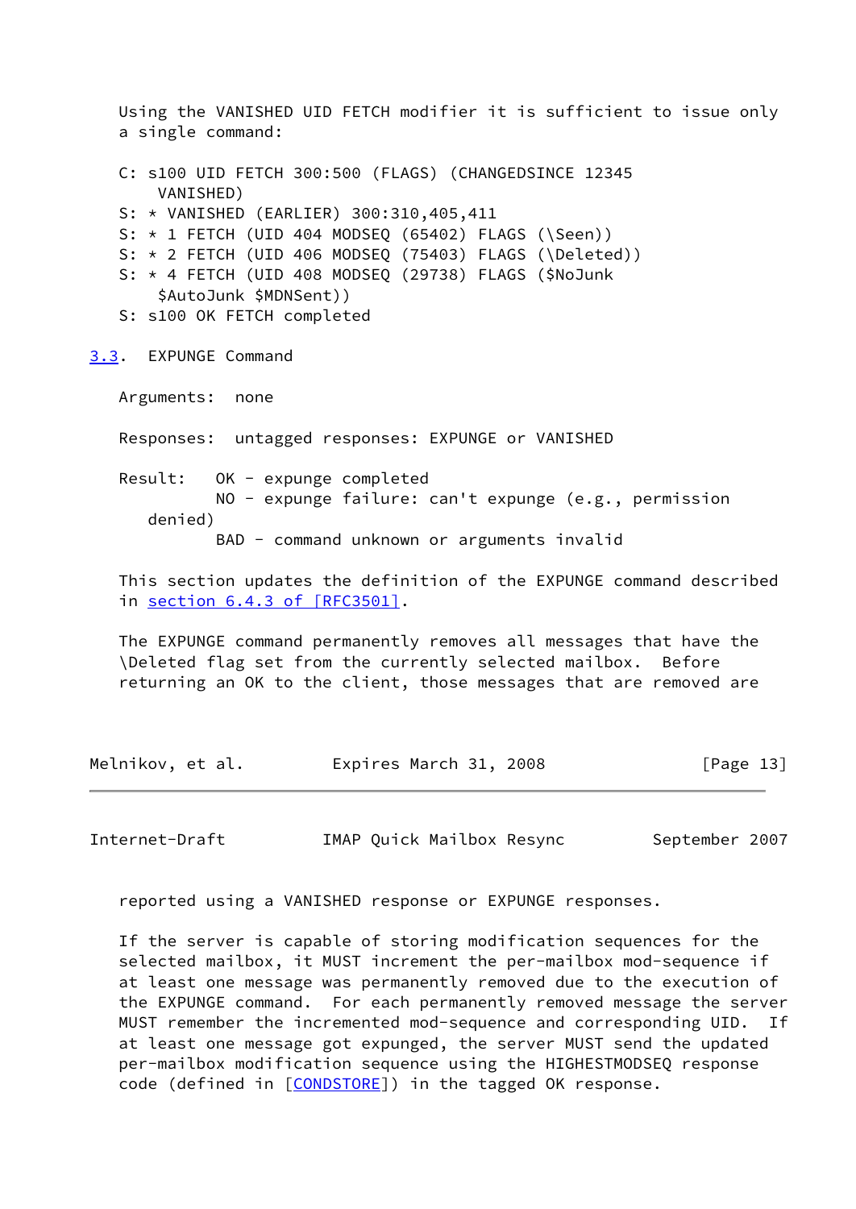Using the VANISHED UID FETCH modifier it is sufficient to issue only a single command:

```
C: s100 UID FETCH 300:500 (FLAGS) (CHANGEDSINCE 12345
    VANISHED)
S: * VANISHED (EARLIER) 300:310,405,411
S: * 1 FETCH (UID 404 MODSEQ (65402) FLAGS (\Seen))
S: * 2 FETCH (UID 406 MODSEQ (75403) FLAGS (\Deleted))
S: * 4 FETCH (UID 408 MODSEQ (29738) FLAGS ($NoJunk
    $AutoJunk $MDNSent))
S: s100 OK FETCH completed
```

## 3.3. EXPUNGE Command

Arguments: none

Responses: untagged responses: EXPUNGE or VANISHED

Result: OK - expunge completed
NO - expunge failure: can't expunge (e.g., permission denied)
BAD - command unknown or arguments invalid

This section updates the definition of the EXPUNGE command described in section 6.4.3 of [RFC3501].

The EXPUNGE command permanently removes all messages that have the \Deleted flag set from the currently selected mailbox. Before returning an OK to the client, those messages that are removed are reported using a VANISHED response or EXPUNGE responses.

If the server is capable of storing modification sequences for the selected mailbox, it MUST increment the per-mailbox mod-sequence if at least one message was permanently removed due to the execution of the EXPUNGE command. For each permanently removed message the server MUST remember the incremented mod-sequence and corresponding UID. If at least one message got expunged, the server MUST send the updated per-mailbox modification sequence using the HIGHESTMODSEQ response code (defined in [CONDSTORE]) in the tagged OK response.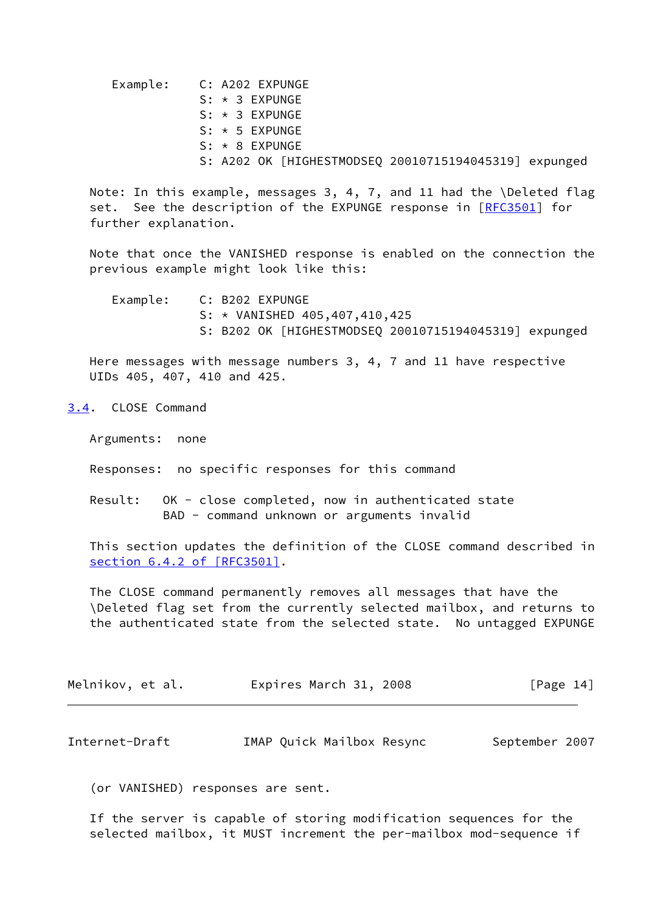```
Example:    C: A202 EXPUNGE
            S: * 3 EXPUNGE
            S: * 3 EXPUNGE
            S: * 5 EXPUNGE
            S: * 8 EXPUNGE
            S: A202 OK [HIGHESTMODSEQ 20010715194045319] expunged
```

Note: In this example, messages 3, 4, 7, and 11 had the \Deleted flag set. See the description of the EXPUNGE response in [RFC3501] for further explanation.

Note that once the VANISHED response is enabled on the connection the previous example might look like this:

```
Example:    C: B202 EXPUNGE
            S: * VANISHED 405,407,410,425
            S: B202 OK [HIGHESTMODSEQ 20010715194045319] expunged
```

Here messages with message numbers 3, 4, 7 and 11 have respective UIDs 405, 407, 410 and 425.

### 3.4. CLOSE Command

Arguments: none

Responses: no specific responses for this command

Result: OK - close completed, now in authenticated state
BAD - command unknown or arguments invalid

This section updates the definition of the CLOSE command described in section 6.4.2 of [RFC3501].

The CLOSE command permanently removes all messages that have the \Deleted flag set from the currently selected mailbox, and returns to the authenticated state from the selected state. No untagged EXPUNGE (or VANISHED) responses are sent.

If the server is capable of storing modification sequences for the selected mailbox, it MUST increment the per-mailbox mod-sequence if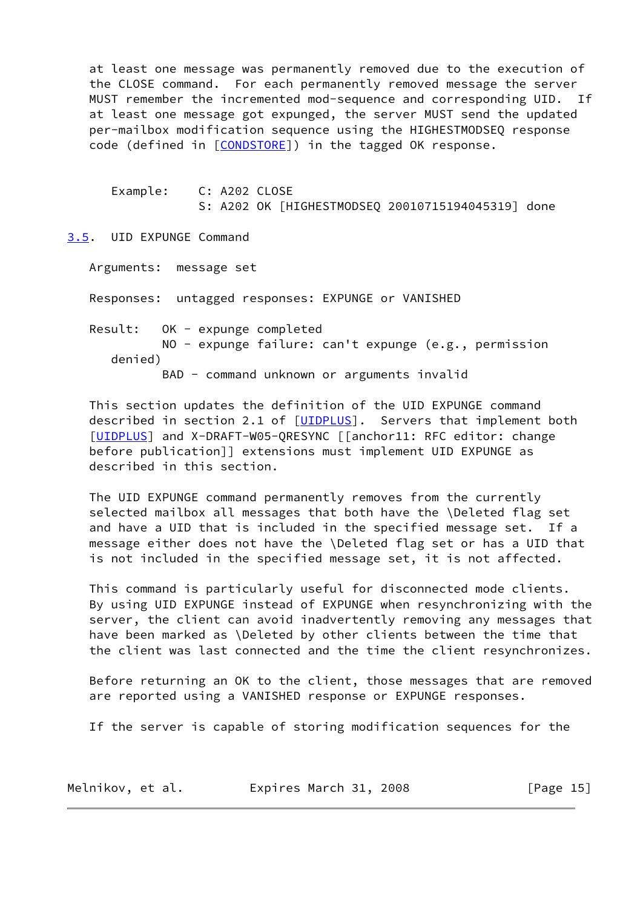at least one message was permanently removed due to the execution of the CLOSE command. For each permanently removed message the server MUST remember the incremented mod-sequence and corresponding UID. If at least one message got expunged, the server MUST send the updated per-mailbox modification sequence using the HIGHESTMODSEQ response code (defined in [CONDSTORE]) in the tagged OK response.

```
Example:    C: A202 CLOSE
            S: A202 OK [HIGHESTMODSEQ 20010715194045319] done
```

### 3.5. UID EXPUNGE Command

Arguments: message set

Responses: untagged responses: EXPUNGE or VANISHED

Result: OK - expunge completed
NO - expunge failure: can't expunge (e.g., permission denied)
BAD - command unknown or arguments invalid

This section updates the definition of the UID EXPUNGE command described in section 2.1 of [UIDPLUS]. Servers that implement both [UIDPLUS] and X-DRAFT-W05-QRESYNC [[anchor11: RFC editor: change before publication]] extensions must implement UID EXPUNGE as described in this section.

The UID EXPUNGE command permanently removes from the currently selected mailbox all messages that both have the \Deleted flag set and have a UID that is included in the specified message set. If a message either does not have the \Deleted flag set or has a UID that is not included in the specified message set, it is not affected.

This command is particularly useful for disconnected mode clients. By using UID EXPUNGE instead of EXPUNGE when resynchronizing with the server, the client can avoid inadvertently removing any messages that have been marked as \Deleted by other clients between the time that the client was last connected and the time the client resynchronizes.

Before returning an OK to the client, those messages that are removed are reported using a VANISHED response or EXPUNGE responses.

If the server is capable of storing modification sequences for the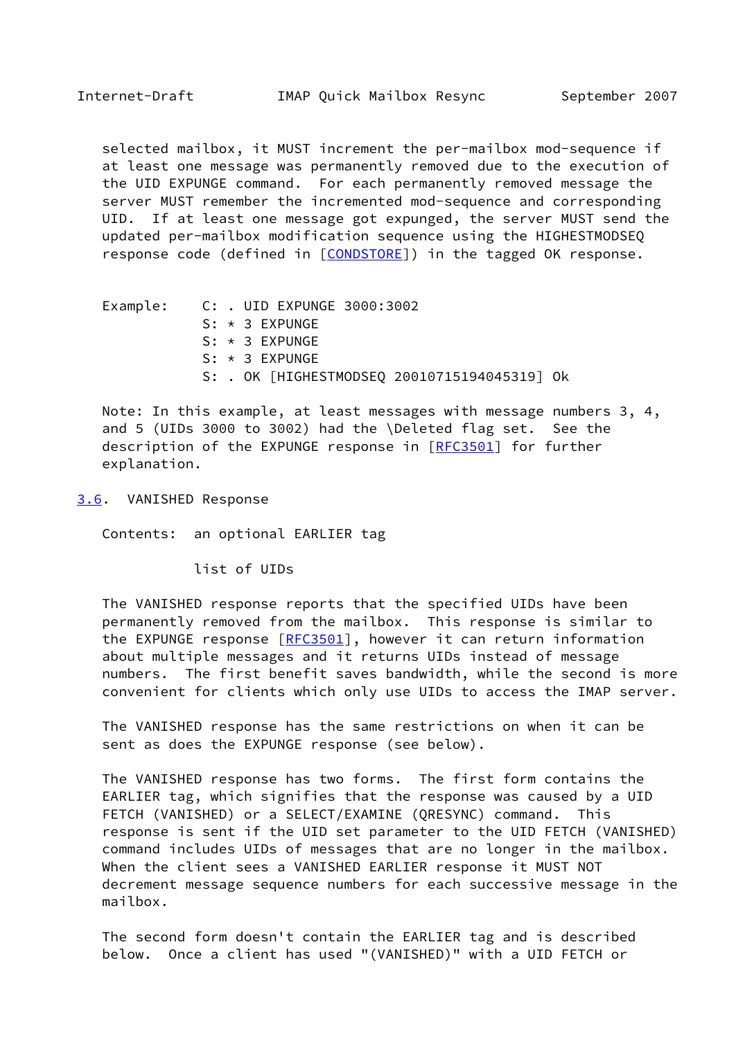selected mailbox, it MUST increment the per-mailbox mod-sequence if at least one message was permanently removed due to the execution of the UID EXPUNGE command. For each permanently removed message the server MUST remember the incremented mod-sequence and corresponding UID. If at least one message got expunged, the server MUST send the updated per-mailbox modification sequence using the HIGHESTMODSEQ response code (defined in [CONDSTORE]) in the tagged OK response.

```
Example:    C: . UID EXPUNGE 3000:3002
            S: * 3 EXPUNGE
            S: * 3 EXPUNGE
            S: * 3 EXPUNGE
            S: . OK [HIGHESTMODSEQ 20010715194045319] Ok
```

Note: In this example, at least messages with message numbers 3, 4, and 5 (UIDs 3000 to 3002) had the \Deleted flag set. See the description of the EXPUNGE response in [RFC3501] for further explanation.

### 3.6. VANISHED Response

Contents: an optional EARLIER tag

list of UIDs

The VANISHED response reports that the specified UIDs have been permanently removed from the mailbox. This response is similar to the EXPUNGE response [RFC3501], however it can return information about multiple messages and it returns UIDs instead of message numbers. The first benefit saves bandwidth, while the second is more convenient for clients which only use UIDs to access the IMAP server.

The VANISHED response has the same restrictions on when it can be sent as does the EXPUNGE response (see below).

The VANISHED response has two forms. The first form contains the EARLIER tag, which signifies that the response was caused by a UID FETCH (VANISHED) or a SELECT/EXAMINE (QRESYNC) command. This response is sent if the UID set parameter to the UID FETCH (VANISHED) command includes UIDs of messages that are no longer in the mailbox. When the client sees a VANISHED EARLIER response it MUST NOT decrement message sequence numbers for each successive message in the mailbox.

The second form doesn't contain the EARLIER tag and is described below. Once a client has used "(VANISHED)" with a UID FETCH or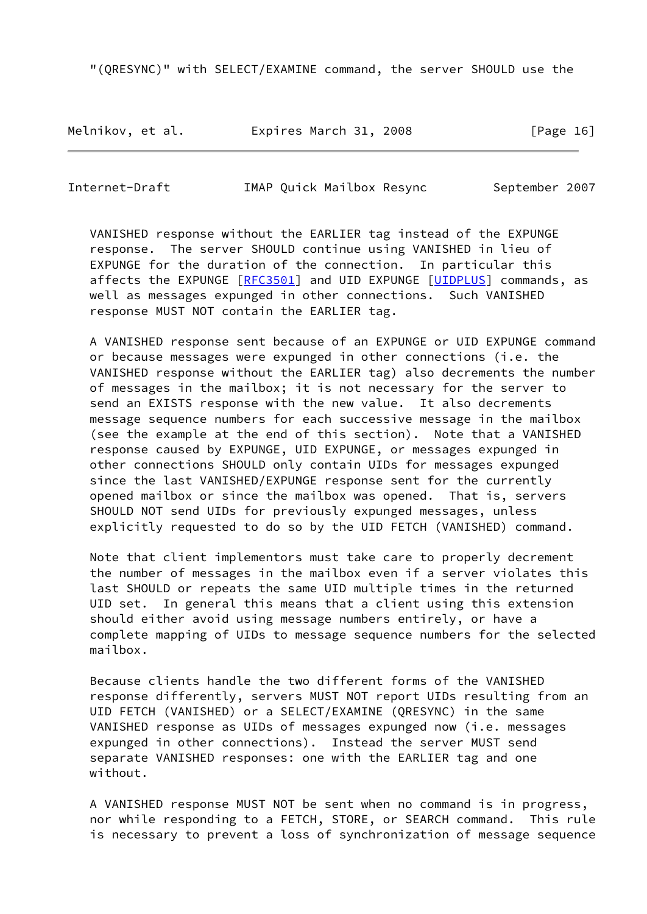"(QRESYNC)" with SELECT/EXAMINE command, the server SHOULD use the

VANISHED response without the EARLIER tag instead of the EXPUNGE response. The server SHOULD continue using VANISHED in lieu of EXPUNGE for the duration of the connection. In particular this affects the EXPUNGE [RFC3501] and UID EXPUNGE [UIDPLUS] commands, as well as messages expunged in other connections. Such VANISHED response MUST NOT contain the EARLIER tag.

A VANISHED response sent because of an EXPUNGE or UID EXPUNGE command or because messages were expunged in other connections (i.e. the VANISHED response without the EARLIER tag) also decrements the number of messages in the mailbox; it is not necessary for the server to send an EXISTS response with the new value. It also decrements message sequence numbers for each successive message in the mailbox (see the example at the end of this section). Note that a VANISHED response caused by EXPUNGE, UID EXPUNGE, or messages expunged in other connections SHOULD only contain UIDs for messages expunged since the last VANISHED/EXPUNGE response sent for the currently opened mailbox or since the mailbox was opened. That is, servers SHOULD NOT send UIDs for previously expunged messages, unless explicitly requested to do so by the UID FETCH (VANISHED) command.

Note that client implementors must take care to properly decrement the number of messages in the mailbox even if a server violates this last SHOULD or repeats the same UID multiple times in the returned UID set. In general this means that a client using this extension should either avoid using message numbers entirely, or have a complete mapping of UIDs to message sequence numbers for the selected mailbox.

Because clients handle the two different forms of the VANISHED response differently, servers MUST NOT report UIDs resulting from an UID FETCH (VANISHED) or a SELECT/EXAMINE (QRESYNC) in the same VANISHED response as UIDs of messages expunged now (i.e. messages expunged in other connections). Instead the server MUST send separate VANISHED responses: one with the EARLIER tag and one without.

A VANISHED response MUST NOT be sent when no command is in progress, nor while responding to a FETCH, STORE, or SEARCH command. This rule is necessary to prevent a loss of synchronization of message sequence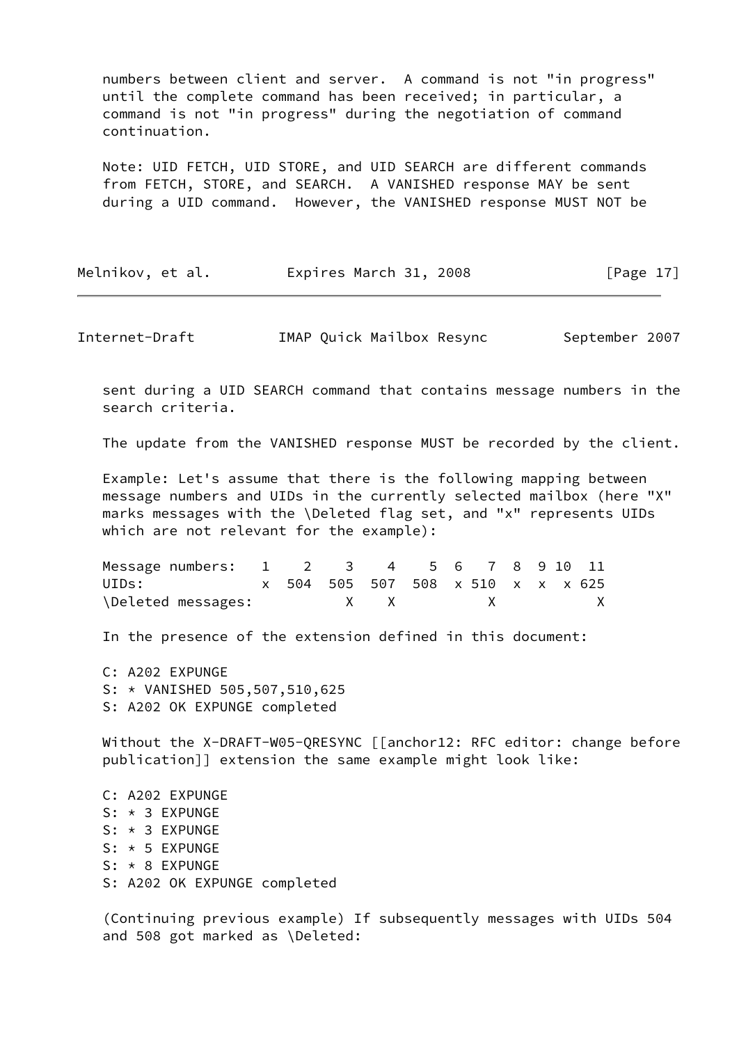numbers between client and server. A command is not "in progress" until the complete command has been received; in particular, a command is not "in progress" during the negotiation of command continuation.

Note: UID FETCH, UID STORE, and UID SEARCH are different commands from FETCH, STORE, and SEARCH. A VANISHED response MAY be sent during a UID command. However, the VANISHED response MUST NOT be sent during a UID SEARCH command that contains message numbers in the search criteria.

The update from the VANISHED response MUST be recorded by the client.

Example: Let's assume that there is the following mapping between message numbers and UIDs in the currently selected mailbox (here "X" marks messages with the \Deleted flag set, and "x" represents UIDs which are not relevant for the example):

```
Message numbers:   1    2    3    4    5  6   7  8  9 10  11
UIDs:              x  504  505  507  508  x 510  x  x  x 625
\Deleted messages:           X    X           X            X
```

In the presence of the extension defined in this document:

```
C: A202 EXPUNGE
S: * VANISHED 505,507,510,625
S: A202 OK EXPUNGE completed
```

Without the X-DRAFT-W05-QRESYNC [[anchor12: RFC editor: change before publication]] extension the same example might look like:

```
C: A202 EXPUNGE
S: * 3 EXPUNGE
S: * 3 EXPUNGE
S: * 5 EXPUNGE
S: * 8 EXPUNGE
S: A202 OK EXPUNGE completed
```

(Continuing previous example) If subsequently messages with UIDs 504 and 508 got marked as \Deleted: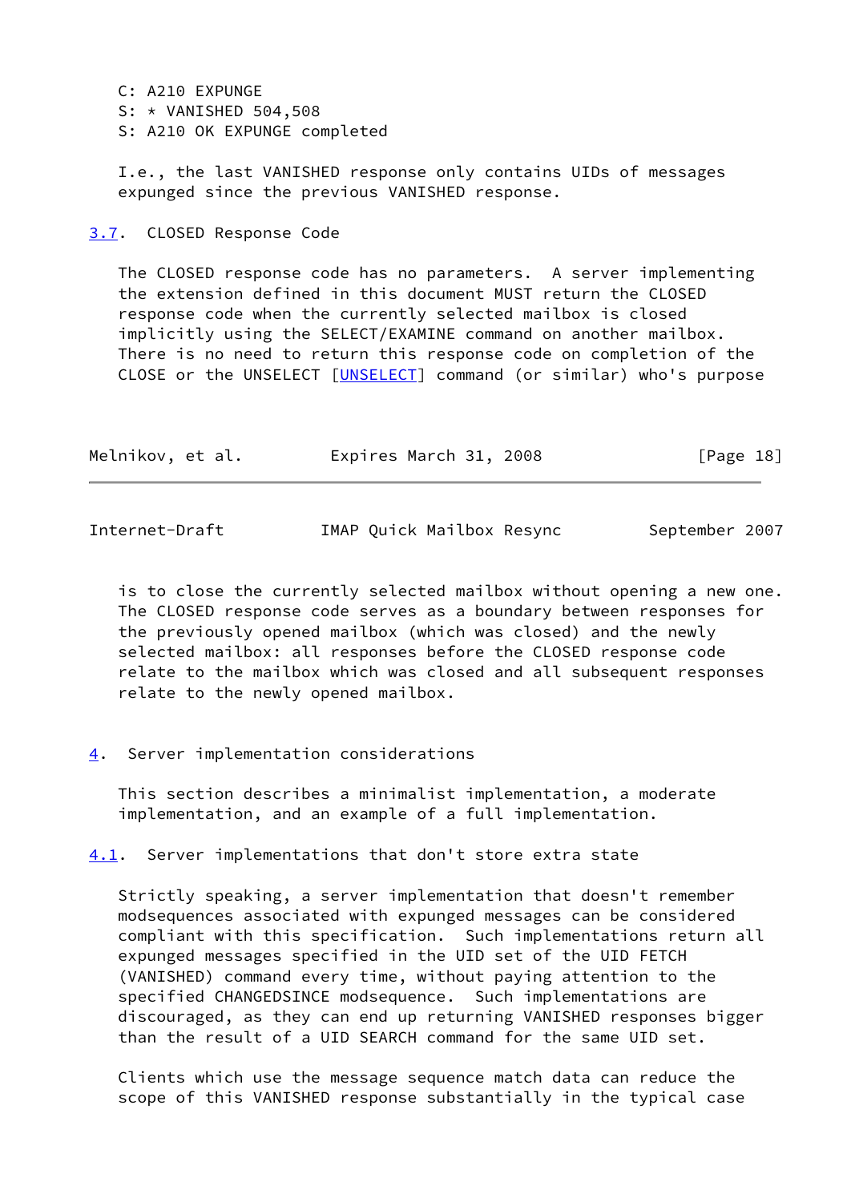```
C: A210 EXPUNGE
S: * VANISHED 504,508
S: A210 OK EXPUNGE completed
```

I.e., the last VANISHED response only contains UIDs of messages expunged since the previous VANISHED response.

### 3.7. CLOSED Response Code

The CLOSED response code has no parameters. A server implementing the extension defined in this document MUST return the CLOSED response code when the currently selected mailbox is closed implicitly using the SELECT/EXAMINE command on another mailbox. There is no need to return this response code on completion of the CLOSE or the UNSELECT [UNSELECT] command (or similar) who's purpose is to close the currently selected mailbox without opening a new one. The CLOSED response code serves as a boundary between responses for the previously opened mailbox (which was closed) and the newly selected mailbox: all responses before the CLOSED response code relate to the mailbox which was closed and all subsequent responses relate to the newly opened mailbox.

## 4. Server implementation considerations

This section describes a minimalist implementation, a moderate implementation, and an example of a full implementation.

### 4.1. Server implementations that don't store extra state

Strictly speaking, a server implementation that doesn't remember modsequences associated with expunged messages can be considered compliant with this specification. Such implementations return all expunged messages specified in the UID set of the UID FETCH (VANISHED) command every time, without paying attention to the specified CHANGEDSINCE modsequence. Such implementations are discouraged, as they can end up returning VANISHED responses bigger than the result of a UID SEARCH command for the same UID set.

Clients which use the message sequence match data can reduce the scope of this VANISHED response substantially in the typical case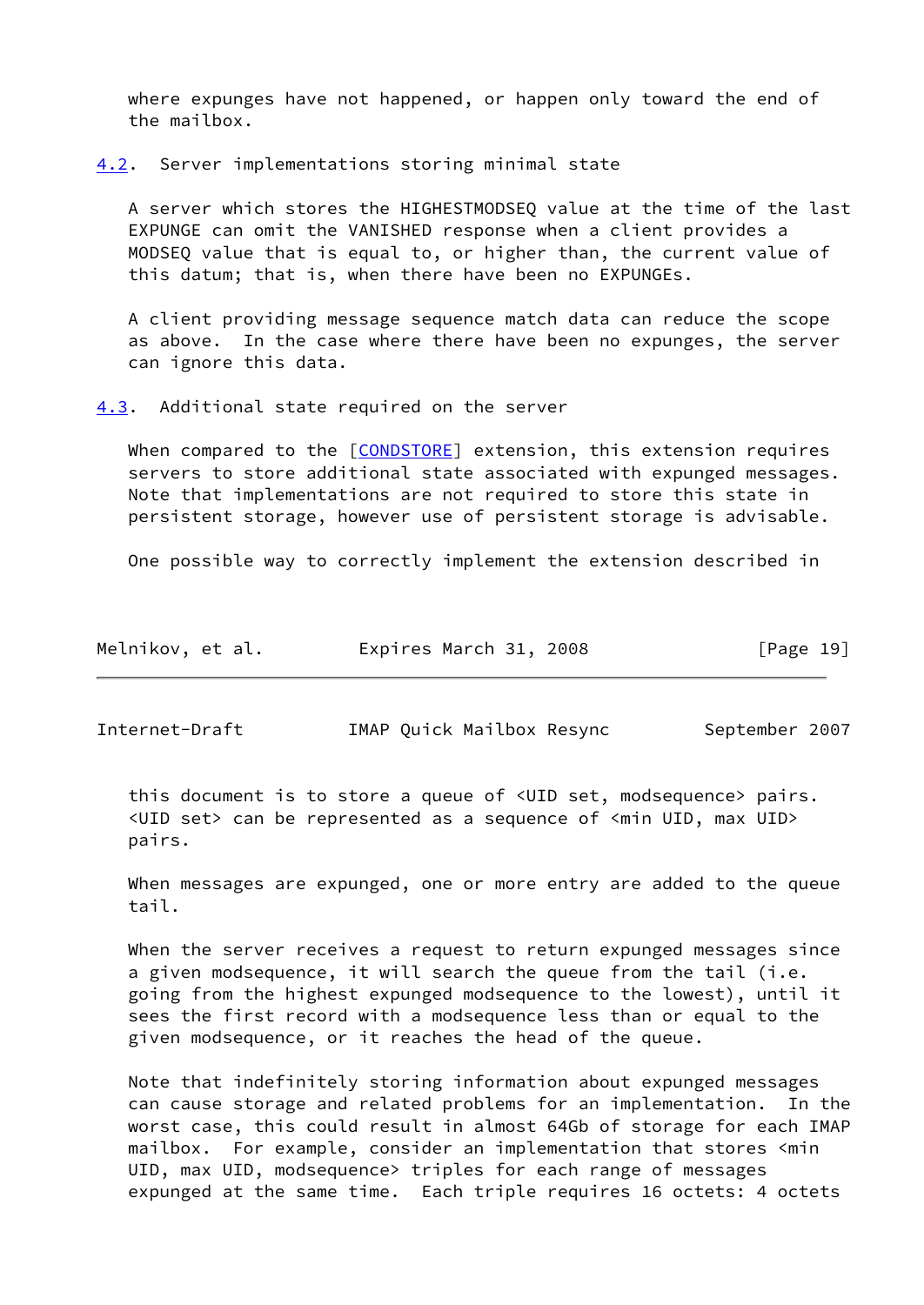where expunges have not happened, or happen only toward the end of the mailbox.

### 4.2. Server implementations storing minimal state

A server which stores the HIGHESTMODSEQ value at the time of the last EXPUNGE can omit the VANISHED response when a client provides a MODSEQ value that is equal to, or higher than, the current value of this datum; that is, when there have been no EXPUNGEs.

A client providing message sequence match data can reduce the scope as above. In the case where there have been no expunges, the server can ignore this data.

### 4.3. Additional state required on the server

When compared to the [CONDSTORE] extension, this extension requires servers to store additional state associated with expunged messages. Note that implementations are not required to store this state in persistent storage, however use of persistent storage is advisable.

One possible way to correctly implement the extension described in this document is to store a queue of <UID set, modsequence> pairs. <UID set> can be represented as a sequence of <min UID, max UID> pairs.

When messages are expunged, one or more entry are added to the queue tail.

When the server receives a request to return expunged messages since a given modsequence, it will search the queue from the tail (i.e. going from the highest expunged modsequence to the lowest), until it sees the first record with a modsequence less than or equal to the given modsequence, or it reaches the head of the queue.

Note that indefinitely storing information about expunged messages can cause storage and related problems for an implementation. In the worst case, this could result in almost 64Gb of storage for each IMAP mailbox. For example, consider an implementation that stores <min UID, max UID, modsequence> triples for each range of messages expunged at the same time. Each triple requires 16 octets: 4 octets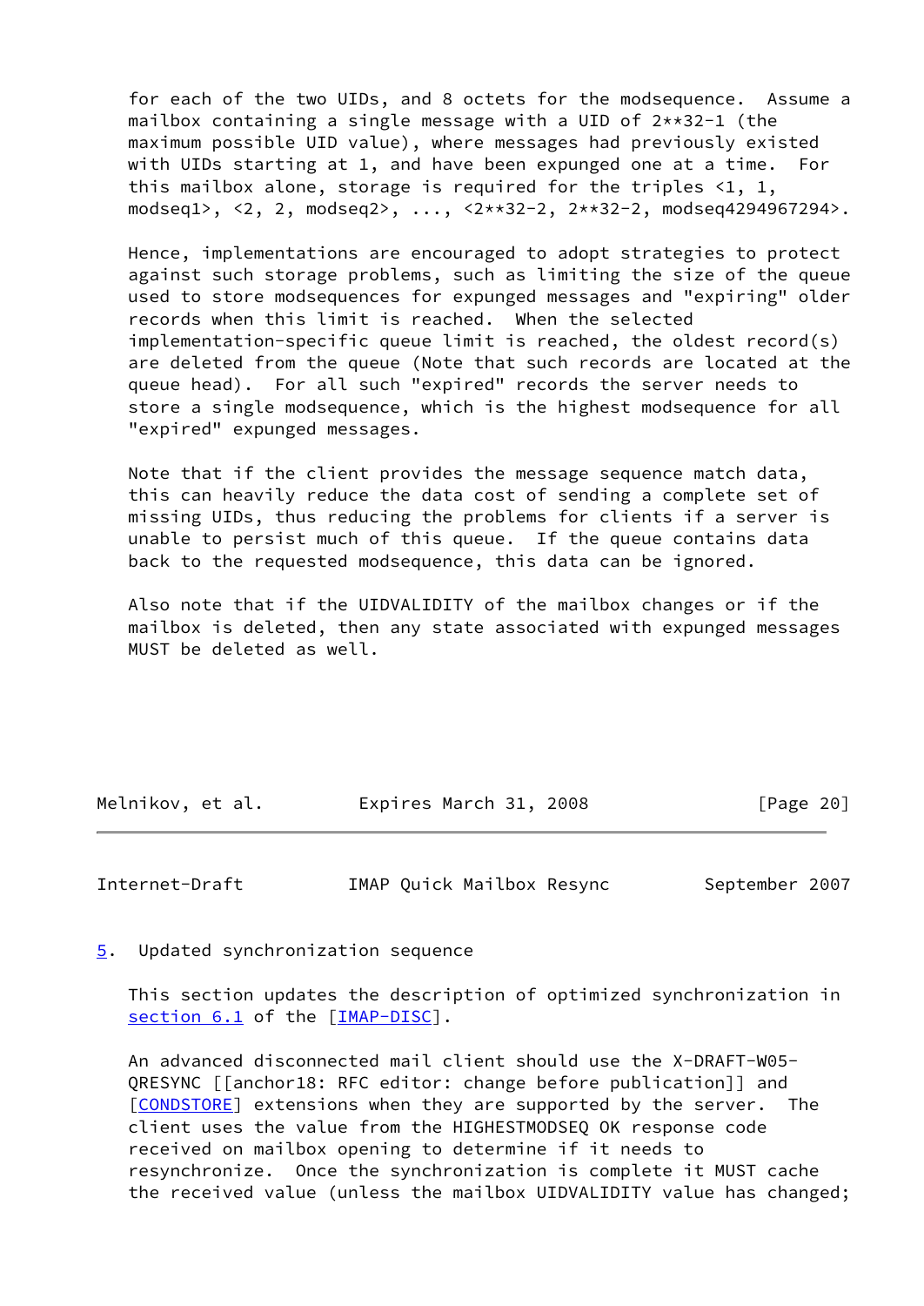for each of the two UIDs, and 8 octets for the modsequence. Assume a mailbox containing a single message with a UID of 2**32-1 (the maximum possible UID value), where messages had previously existed with UIDs starting at 1, and have been expunged one at a time. For this mailbox alone, storage is required for the triples <1, 1, modseq1>, <2, 2, modseq2>, ..., <2**32-2, 2**32-2, modseq4294967294>.

Hence, implementations are encouraged to adopt strategies to protect against such storage problems, such as limiting the size of the queue used to store modsequences for expunged messages and "expiring" older records when this limit is reached. When the selected implementation-specific queue limit is reached, the oldest record(s) are deleted from the queue (Note that such records are located at the queue head). For all such "expired" records the server needs to store a single modsequence, which is the highest modsequence for all "expired" expunged messages.

Note that if the client provides the message sequence match data, this can heavily reduce the data cost of sending a complete set of missing UIDs, thus reducing the problems for clients if a server is unable to persist much of this queue. If the queue contains data back to the requested modsequence, this data can be ignored.

Also note that if the UIDVALIDITY of the mailbox changes or if the mailbox is deleted, then any state associated with expunged messages MUST be deleted as well.

## 5. Updated synchronization sequence

This section updates the description of optimized synchronization in section 6.1 of the [IMAP-DISC].

An advanced disconnected mail client should use the X-DRAFT-W05-QRESYNC [[anchor18: RFC editor: change before publication]] and [CONDSTORE] extensions when they are supported by the server. The client uses the value from the HIGHESTMODSEQ OK response code received on mailbox opening to determine if it needs to resynchronize. Once the synchronization is complete it MUST cache the received value (unless the mailbox UIDVALIDITY value has changed;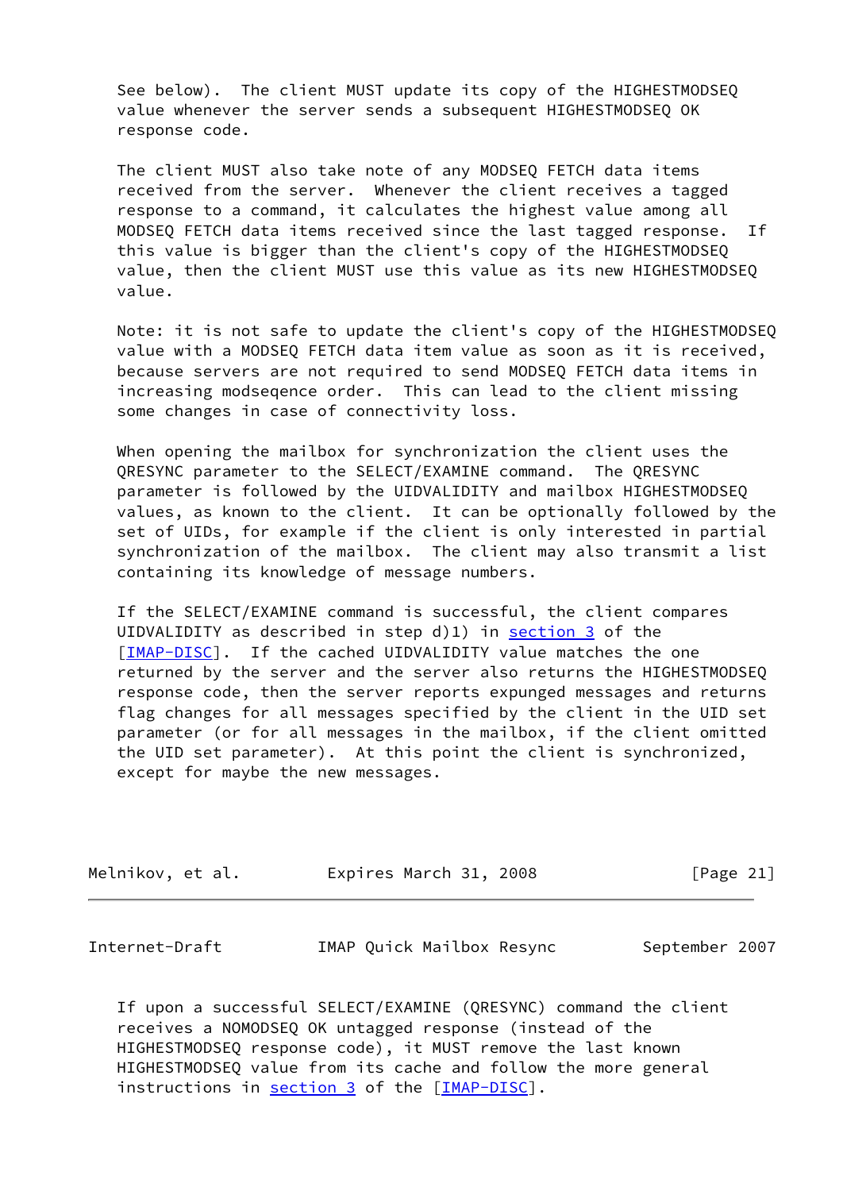See below). The client MUST update its copy of the HIGHESTMODSEQ value whenever the server sends a subsequent HIGHESTMODSEQ OK response code.

The client MUST also take note of any MODSEQ FETCH data items received from the server. Whenever the client receives a tagged response to a command, it calculates the highest value among all MODSEQ FETCH data items received since the last tagged response. If this value is bigger than the client's copy of the HIGHESTMODSEQ value, then the client MUST use this value as its new HIGHESTMODSEQ value.

Note: it is not safe to update the client's copy of the HIGHESTMODSEQ value with a MODSEQ FETCH data item value as soon as it is received, because servers are not required to send MODSEQ FETCH data items in increasing modseqence order. This can lead to the client missing some changes in case of connectivity loss.

When opening the mailbox for synchronization the client uses the QRESYNC parameter to the SELECT/EXAMINE command. The QRESYNC parameter is followed by the UIDVALIDITY and mailbox HIGHESTMODSEQ values, as known to the client. It can be optionally followed by the set of UIDs, for example if the client is only interested in partial synchronization of the mailbox. The client may also transmit a list containing its knowledge of message numbers.

If the SELECT/EXAMINE command is successful, the client compares UIDVALIDITY as described in step d)1) in section 3 of the [IMAP-DISC]. If the cached UIDVALIDITY value matches the one returned by the server and the server also returns the HIGHESTMODSEQ response code, then the server reports expunged messages and returns flag changes for all messages specified by the client in the UID set parameter (or for all messages in the mailbox, if the client omitted the UID set parameter). At this point the client is synchronized, except for maybe the new messages.

If upon a successful SELECT/EXAMINE (QRESYNC) command the client receives a NOMODSEQ OK untagged response (instead of the HIGHESTMODSEQ response code), it MUST remove the last known HIGHESTMODSEQ value from its cache and follow the more general instructions in section 3 of the [IMAP-DISC].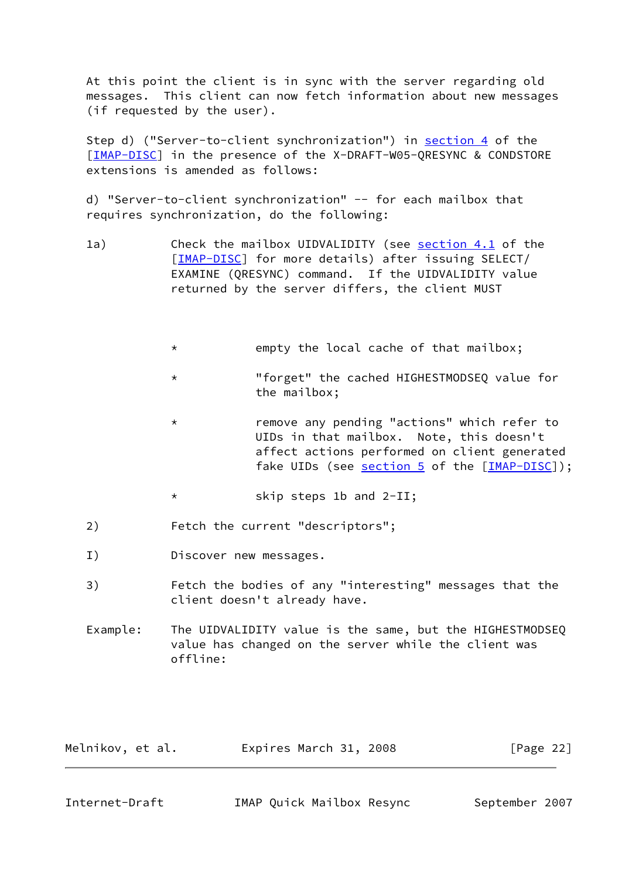At this point the client is in sync with the server regarding old messages. This client can now fetch information about new messages (if requested by the user).

Step d) ("Server-to-client synchronization") in section 4 of the [IMAP-DISC] in the presence of the X-DRAFT-W05-QRESYNC & CONDSTORE extensions is amended as follows:

d) "Server-to-client synchronization" -- for each mailbox that requires synchronization, do the following:

1a) Check the mailbox UIDVALIDITY (see section 4.1 of the [IMAP-DISC] for more details) after issuing SELECT/ EXAMINE (QRESYNC) command. If the UIDVALIDITY value returned by the server differs, the client MUST

- empty the local cache of that mailbox;
- "forget" the cached HIGHESTMODSEQ value for the mailbox;
- remove any pending "actions" which refer to UIDs in that mailbox. Note, this doesn't affect actions performed on client generated fake UIDs (see section 5 of the [IMAP-DISC]);
- skip steps 1b and 2-II;

2) Fetch the current "descriptors";

I) Discover new messages.

3) Fetch the bodies of any "interesting" messages that the client doesn't already have.

Example: The UIDVALIDITY value is the same, but the HIGHESTMODSEQ value has changed on the server while the client was offline: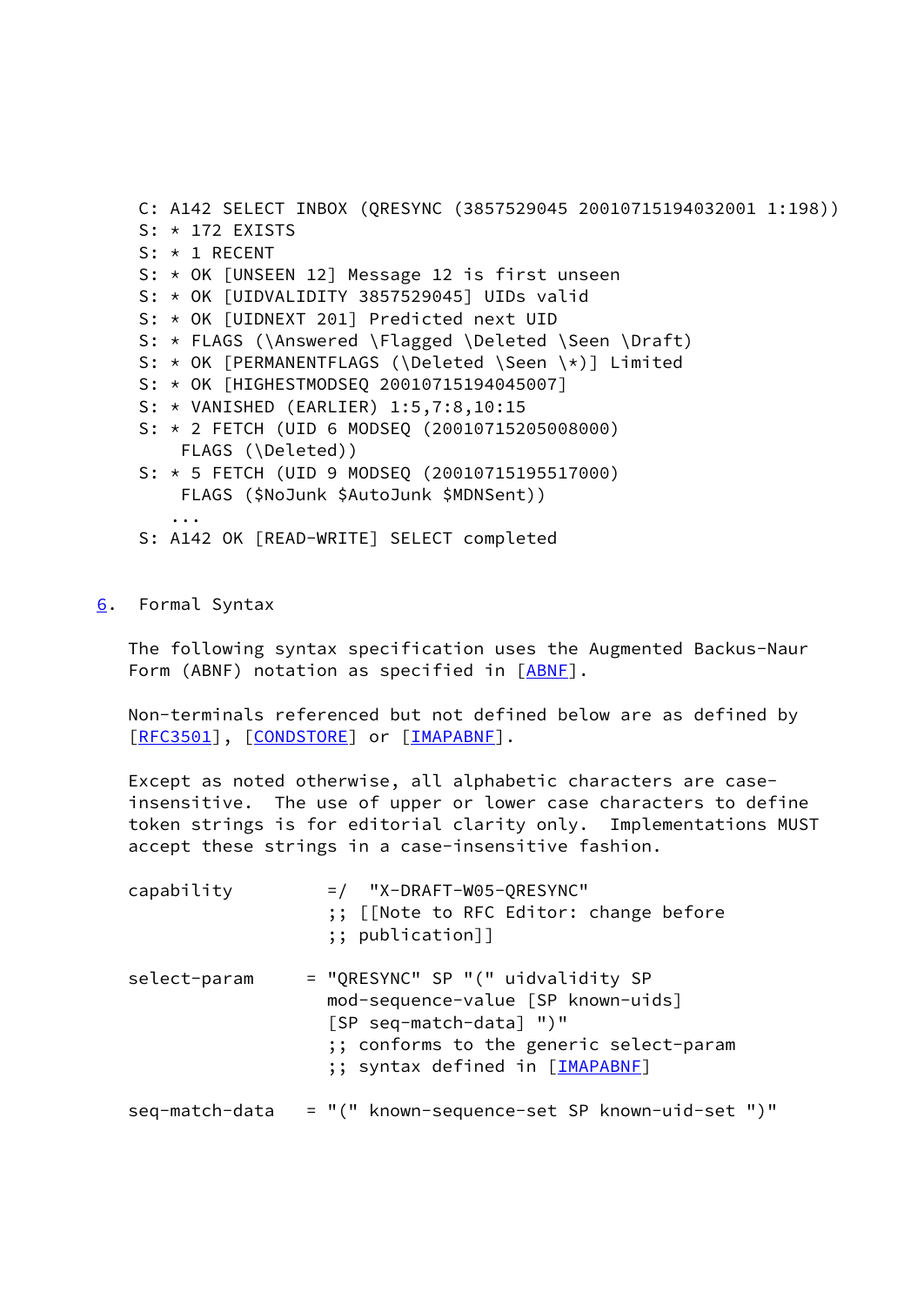```
C: A142 SELECT INBOX (QRESYNC (3857529045 20010715194032001 1:198))
S: * 172 EXISTS
S: * 1 RECENT
S: * OK [UNSEEN 12] Message 12 is first unseen
S: * OK [UIDVALIDITY 3857529045] UIDs valid
S: * OK [UIDNEXT 201] Predicted next UID
S: * FLAGS (\Answered \Flagged \Deleted \Seen \Draft)
S: * OK [PERMANENTFLAGS (\Deleted \Seen \*)] Limited
S: * OK [HIGHESTMODSEQ 20010715194045007]
S: * VANISHED (EARLIER) 1:5,7:8,10:15
S: * 2 FETCH (UID 6 MODSEQ (20010715205008000)
    FLAGS (\Deleted))
S: * 5 FETCH (UID 9 MODSEQ (20010715195517000)
    FLAGS ($NoJunk $AutoJunk $MDNSent))
   ...
S: A142 OK [READ-WRITE] SELECT completed
```

## 6. Formal Syntax

The following syntax specification uses the Augmented Backus-Naur Form (ABNF) notation as specified in [ABNF].

Non-terminals referenced but not defined below are as defined by [RFC3501], [CONDSTORE] or [IMAPABNF].

Except as noted otherwise, all alphabetic characters are case-insensitive. The use of upper or lower case characters to define token strings is for editorial clarity only. Implementations MUST accept these strings in a case-insensitive fashion.

```
capability         =/  "X-DRAFT-W05-QRESYNC"
                   ;; [[Note to RFC Editor: change before
                   ;; publication]]

select-param     = "QRESYNC" SP "(" uidvalidity SP
                   mod-sequence-value [SP known-uids]
                   [SP seq-match-data] ")"
                   ;; conforms to the generic select-param
                   ;; syntax defined in [IMAPABNF]

seq-match-data   = "(" known-sequence-set SP known-uid-set ")"
```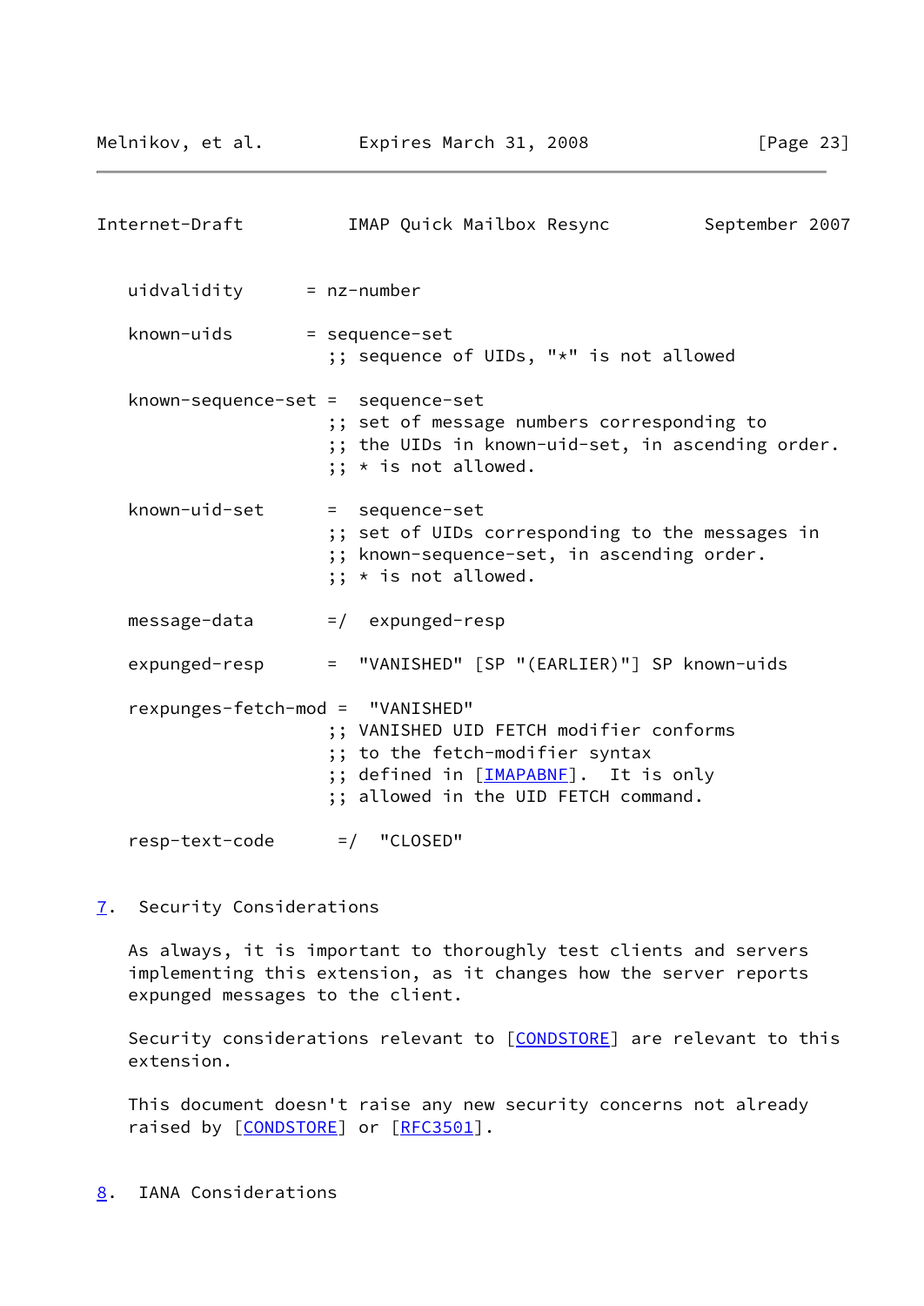```
   uidvalidity      = nz-number

   known-uids       = sequence-set
                      ;; sequence of UIDs, "*" is not allowed

   known-sequence-set =  sequence-set
                      ;; set of message numbers corresponding to
                      ;; the UIDs in known-uid-set, in ascending order.
                      ;; * is not allowed.

   known-uid-set      =  sequence-set
                      ;; set of UIDs corresponding to the messages in
                      ;; known-sequence-set, in ascending order.
                      ;; * is not allowed.

   message-data       =/  expunged-resp

   expunged-resp      =  "VANISHED" [SP "(EARLIER)"] SP known-uids

   rexpunges-fetch-mod =  "VANISHED"
                      ;; VANISHED UID FETCH modifier conforms
                      ;; to the fetch-modifier syntax
                      ;; defined in [IMAPABNF].  It is only
                      ;; allowed in the UID FETCH command.

   resp-text-code      =/  "CLOSED"
```

## 7. Security Considerations

As always, it is important to thoroughly test clients and servers implementing this extension, as it changes how the server reports expunged messages to the client.

Security considerations relevant to [CONDSTORE] are relevant to this extension.

This document doesn't raise any new security concerns not already raised by [CONDSTORE] or [RFC3501].

## 8. IANA Considerations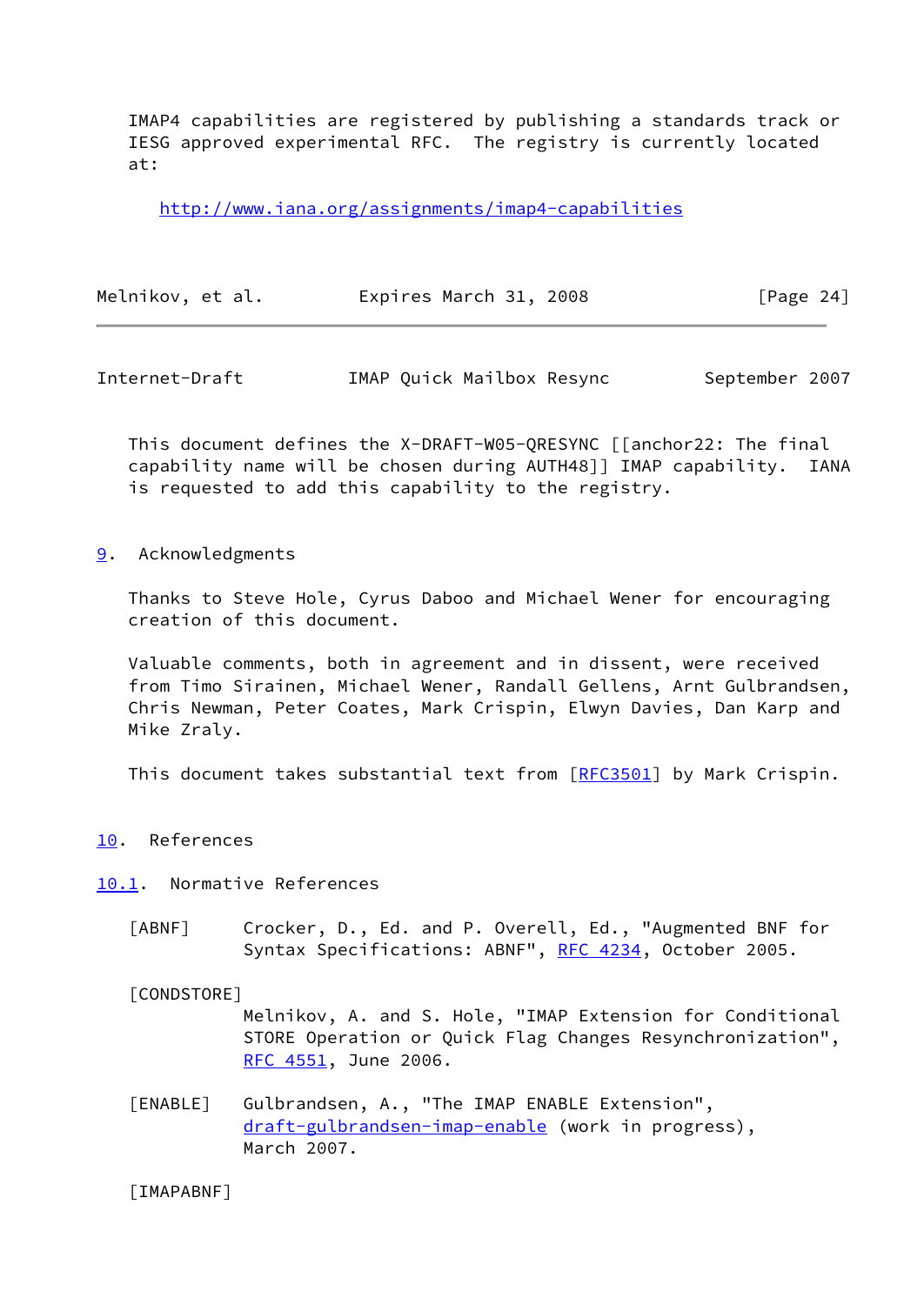IMAP4 capabilities are registered by publishing a standards track or IESG approved experimental RFC. The registry is currently located at:

http://www.iana.org/assignments/imap4-capabilities

This document defines the X-DRAFT-W05-QRESYNC [[anchor22: The final capability name will be chosen during AUTH48]] IMAP capability. IANA is requested to add this capability to the registry.

## 9. Acknowledgments

Thanks to Steve Hole, Cyrus Daboo and Michael Wener for encouraging creation of this document.

Valuable comments, both in agreement and in dissent, were received from Timo Sirainen, Michael Wener, Randall Gellens, Arnt Gulbrandsen, Chris Newman, Peter Coates, Mark Crispin, Elwyn Davies, Dan Karp and Mike Zraly.

This document takes substantial text from [RFC3501] by Mark Crispin.

## 10. References

### 10.1. Normative References

[ABNF] Crocker, D., Ed. and P. Overell, Ed., "Augmented BNF for Syntax Specifications: ABNF", RFC 4234, October 2005.

[CONDSTORE] Melnikov, A. and S. Hole, "IMAP Extension for Conditional STORE Operation or Quick Flag Changes Resynchronization", RFC 4551, June 2006.

[ENABLE] Gulbrandsen, A., "The IMAP ENABLE Extension", draft-gulbrandsen-imap-enable (work in progress), March 2007.

[IMAPABNF]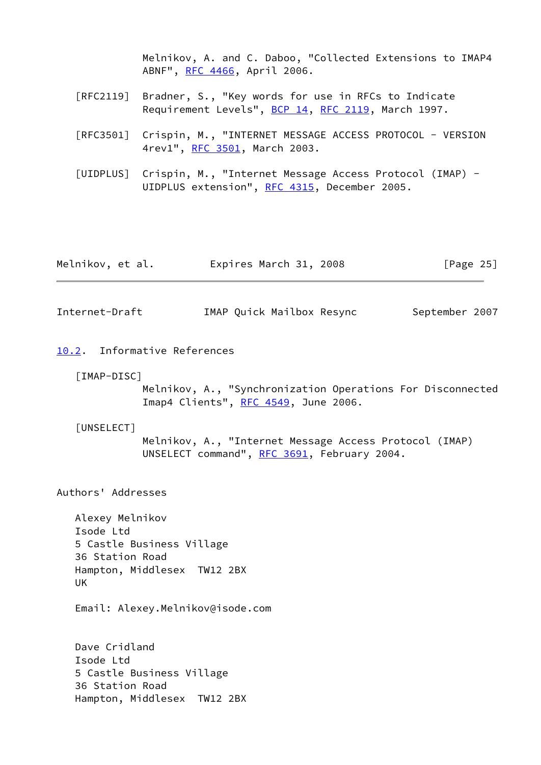Melnikov, A. and C. Daboo, "Collected Extensions to IMAP4 ABNF", RFC 4466, April 2006.

[RFC2119] Bradner, S., "Key words for use in RFCs to Indicate Requirement Levels", BCP 14, RFC 2119, March 1997.

[RFC3501] Crispin, M., "INTERNET MESSAGE ACCESS PROTOCOL - VERSION 4rev1", RFC 3501, March 2003.

[UIDPLUS] Crispin, M., "Internet Message Access Protocol (IMAP) - UIDPLUS extension", RFC 4315, December 2005.

## 10.2. Informative References

[IMAP-DISC]
Melnikov, A., "Synchronization Operations For Disconnected Imap4 Clients", RFC 4549, June 2006.

[UNSELECT]
Melnikov, A., "Internet Message Access Protocol (IMAP) UNSELECT command", RFC 3691, February 2004.

## Authors' Addresses

Alexey Melnikov
Isode Ltd
5 Castle Business Village
36 Station Road
Hampton, Middlesex TW12 2BX
UK

Email: Alexey.Melnikov@isode.com

Dave Cridland
Isode Ltd
5 Castle Business Village
36 Station Road
Hampton, Middlesex TW12 2BX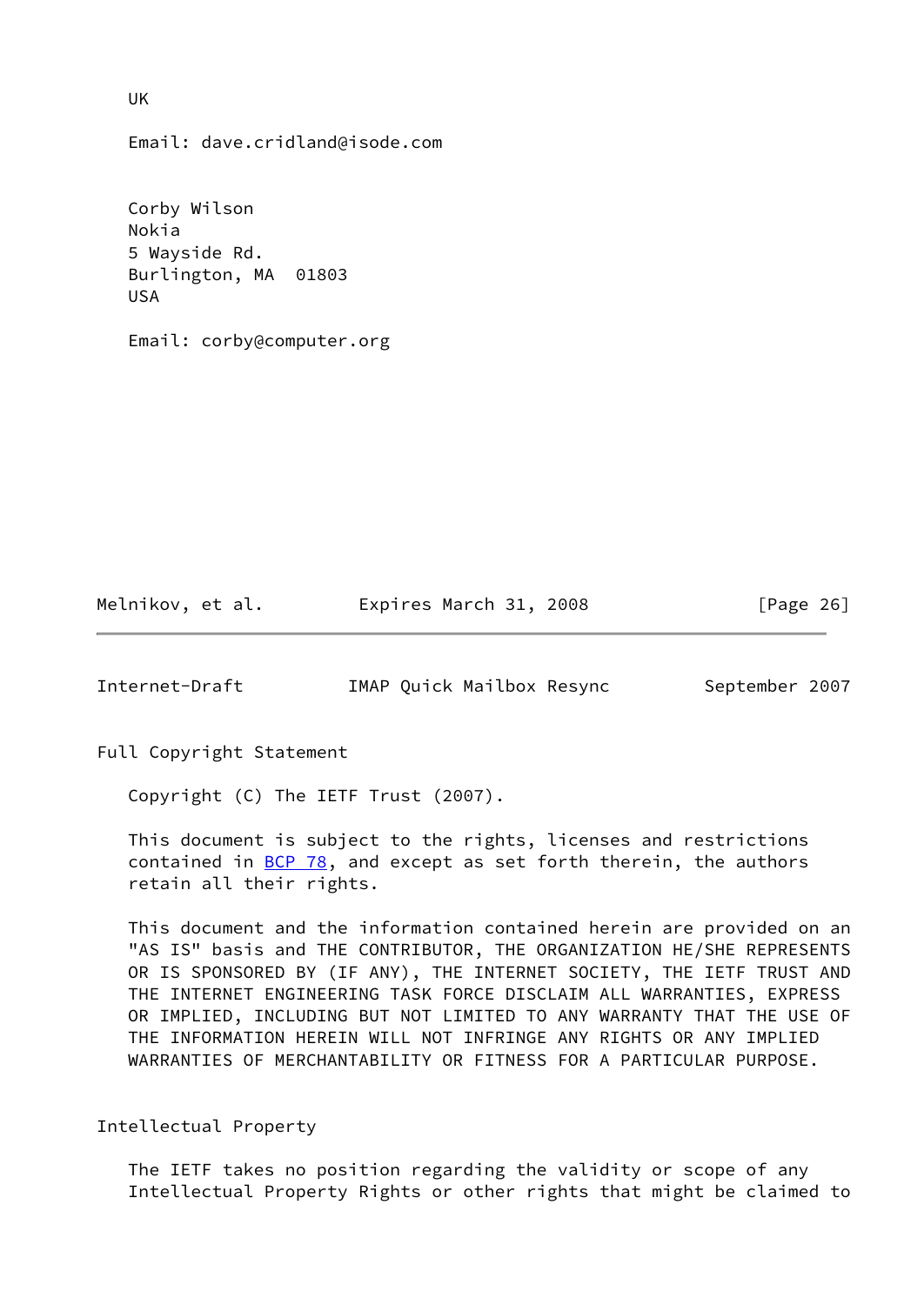UK

Email: dave.cridland@isode.com

Corby Wilson
Nokia
5 Wayside Rd.
Burlington, MA  01803
USA

Email: corby@computer.org

## Full Copyright Statement

Copyright (C) The IETF Trust (2007).

This document is subject to the rights, licenses and restrictions contained in BCP 78, and except as set forth therein, the authors retain all their rights.

This document and the information contained herein are provided on an "AS IS" basis and THE CONTRIBUTOR, THE ORGANIZATION HE/SHE REPRESENTS OR IS SPONSORED BY (IF ANY), THE INTERNET SOCIETY, THE IETF TRUST AND THE INTERNET ENGINEERING TASK FORCE DISCLAIM ALL WARRANTIES, EXPRESS OR IMPLIED, INCLUDING BUT NOT LIMITED TO ANY WARRANTY THAT THE USE OF THE INFORMATION HEREIN WILL NOT INFRINGE ANY RIGHTS OR ANY IMPLIED WARRANTIES OF MERCHANTABILITY OR FITNESS FOR A PARTICULAR PURPOSE.

## Intellectual Property

The IETF takes no position regarding the validity or scope of any Intellectual Property Rights or other rights that might be claimed to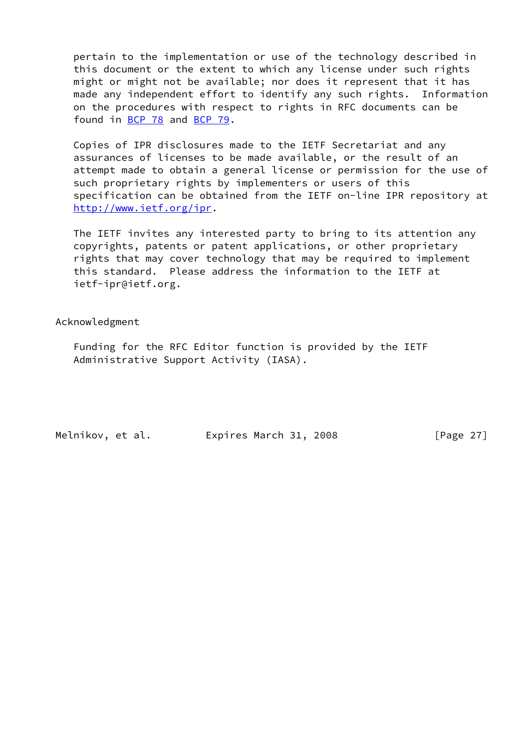pertain to the implementation or use of the technology described in this document or the extent to which any license under such rights might or might not be available; nor does it represent that it has made any independent effort to identify any such rights. Information on the procedures with respect to rights in RFC documents can be found in BCP 78 and BCP 79.

Copies of IPR disclosures made to the IETF Secretariat and any assurances of licenses to be made available, or the result of an attempt made to obtain a general license or permission for the use of such proprietary rights by implementers or users of this specification can be obtained from the IETF on-line IPR repository at http://www.ietf.org/ipr.

The IETF invites any interested party to bring to its attention any copyrights, patents or patent applications, or other proprietary rights that may cover technology that may be required to implement this standard. Please address the information to the IETF at ietf-ipr@ietf.org.

## Acknowledgment

Funding for the RFC Editor function is provided by the IETF Administrative Support Activity (IASA).